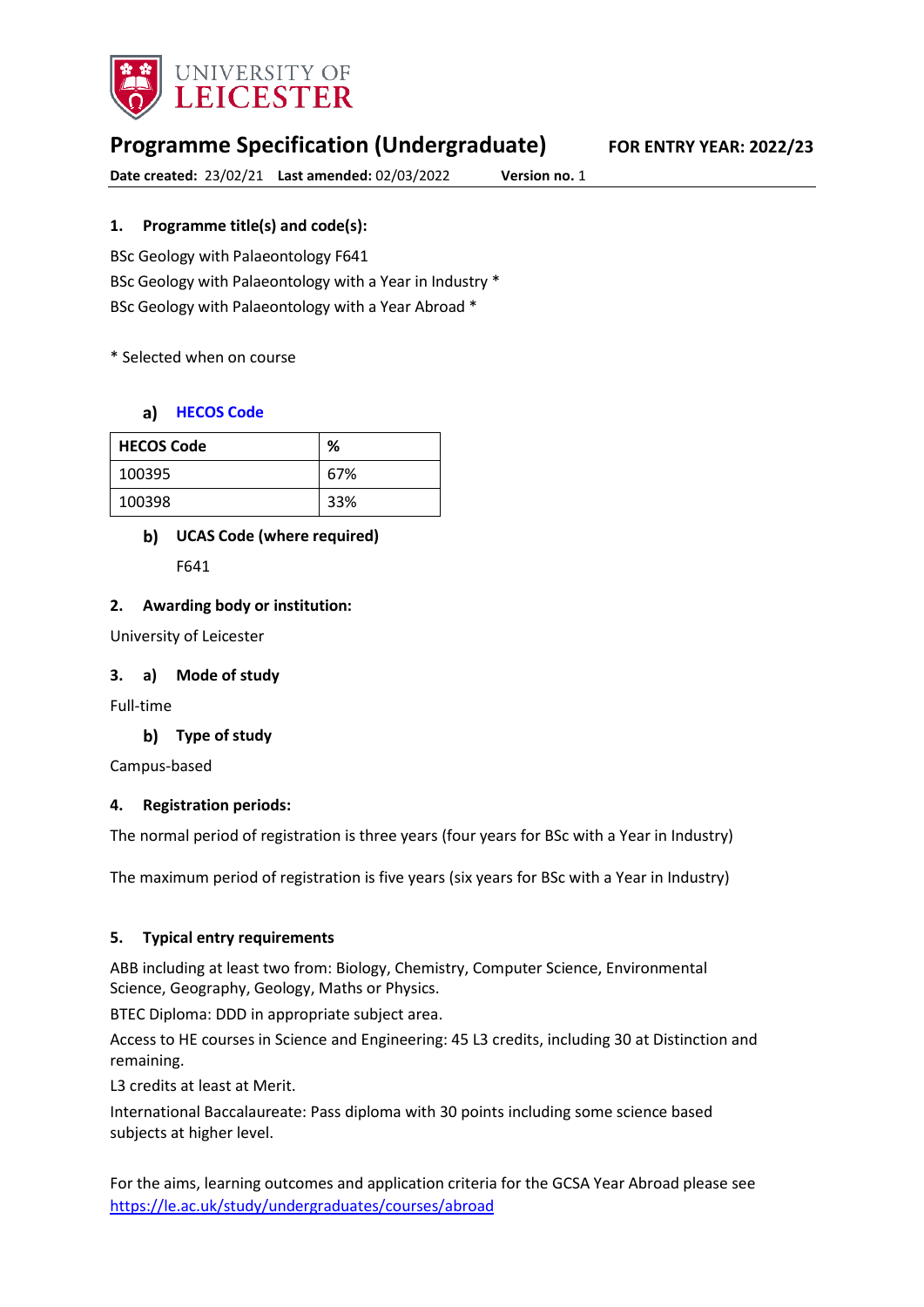# Programme Specification (Undergraduate)

**FOR ENTRY YEAR: 2022/23**

**Date created:** 23/02/21 **Last amended:** 02/03/2022 **Version no.** 1

### 1. Programme title(s) and code(s):

BSc Geology with Palaeontology F641

BSc Geology with Palaeontology with a Year in Industry *

BSc Geology with Palaeontology with a Year Abroad *

* Selected when on course

#### a) HECOS Code

| HECOS Code | % |
|---|---|
| 100395 | 67% |
| 100398 | 33% |

#### b) UCAS Code (where required)

F641

### 2. Awarding body or institution:

University of Leicester

### 3. a) Mode of study

Full-time

#### b) Type of study

Campus-based

### 4. Registration periods:

The normal period of registration is three years (four years for BSc with a Year in Industry)

The maximum period of registration is five years (six years for BSc with a Year in Industry)

### 5. Typical entry requirements

ABB including at least two from: Biology, Chemistry, Computer Science, Environmental Science, Geography, Geology, Maths or Physics.

BTEC Diploma: DDD in appropriate subject area.

Access to HE courses in Science and Engineering: 45 L3 credits, including 30 at Distinction and remaining.

L3 credits at least at Merit.

International Baccalaureate: Pass diploma with 30 points including some science based subjects at higher level.

For the aims, learning outcomes and application criteria for the GCSA Year Abroad please see [https://le.ac.uk/study/undergraduates/courses/abroad](https://le.ac.uk/study/undergraduates/courses/abroad)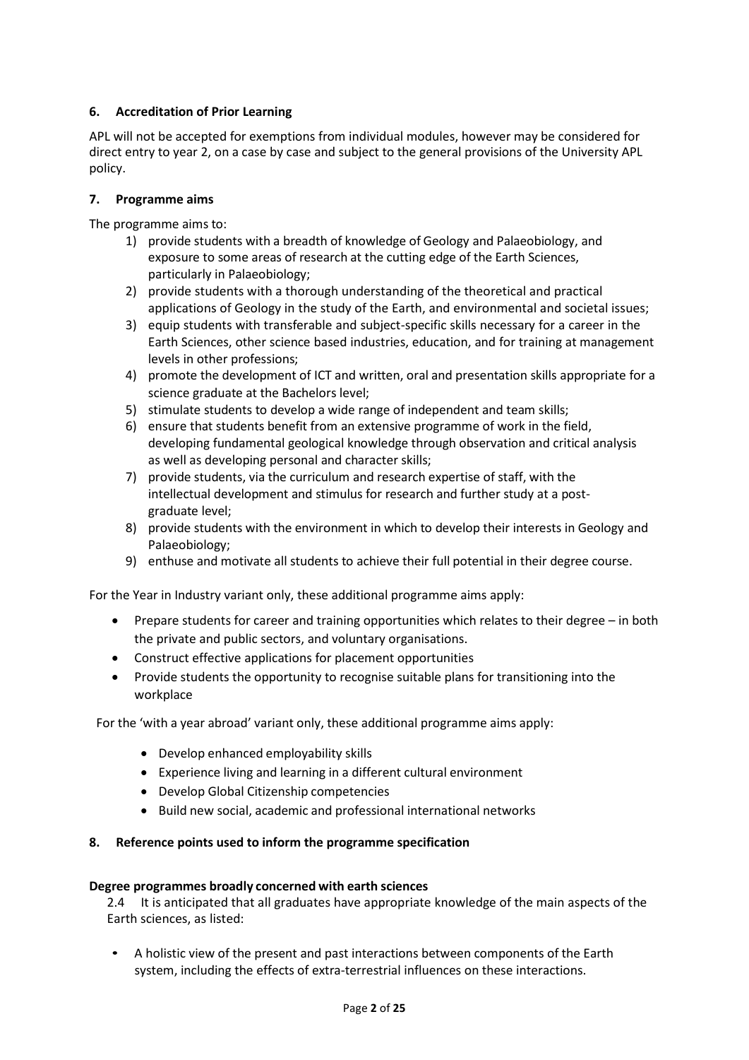## 6. Accreditation of Prior Learning

APL will not be accepted for exemptions from individual modules, however may be considered for direct entry to year 2, on a case by case and subject to the general provisions of the University APL policy.

## 7. Programme aims

The programme aims to:

1) provide students with a breadth of knowledge of Geology and Palaeobiology, and exposure to some areas of research at the cutting edge of the Earth Sciences, particularly in Palaeobiology;
2) provide students with a thorough understanding of the theoretical and practical applications of Geology in the study of the Earth, and environmental and societal issues;
3) equip students with transferable and subject-specific skills necessary for a career in the Earth Sciences, other science based industries, education, and for training at management levels in other professions;
4) promote the development of ICT and written, oral and presentation skills appropriate for a science graduate at the Bachelors level;
5) stimulate students to develop a wide range of independent and team skills;
6) ensure that students benefit from an extensive programme of work in the field, developing fundamental geological knowledge through observation and critical analysis as well as developing personal and character skills;
7) provide students, via the curriculum and research expertise of staff, with the intellectual development and stimulus for research and further study at a post-graduate level;
8) provide students with the environment in which to develop their interests in Geology and Palaeobiology;
9) enthuse and motivate all students to achieve their full potential in their degree course.

For the Year in Industry variant only, these additional programme aims apply:

- Prepare students for career and training opportunities which relates to their degree – in both the private and public sectors, and voluntary organisations.
- Construct effective applications for placement opportunities
- Provide students the opportunity to recognise suitable plans for transitioning into the workplace

For the 'with a year abroad' variant only, these additional programme aims apply:

- Develop enhanced employability skills
- Experience living and learning in a different cultural environment
- Develop Global Citizenship competencies
- Build new social, academic and professional international networks

## 8. Reference points used to inform the programme specification

**Degree programmes broadly concerned with earth sciences**

2.4 It is anticipated that all graduates have appropriate knowledge of the main aspects of the Earth sciences, as listed:

- A holistic view of the present and past interactions between components of the Earth system, including the effects of extra-terrestrial influences on these interactions.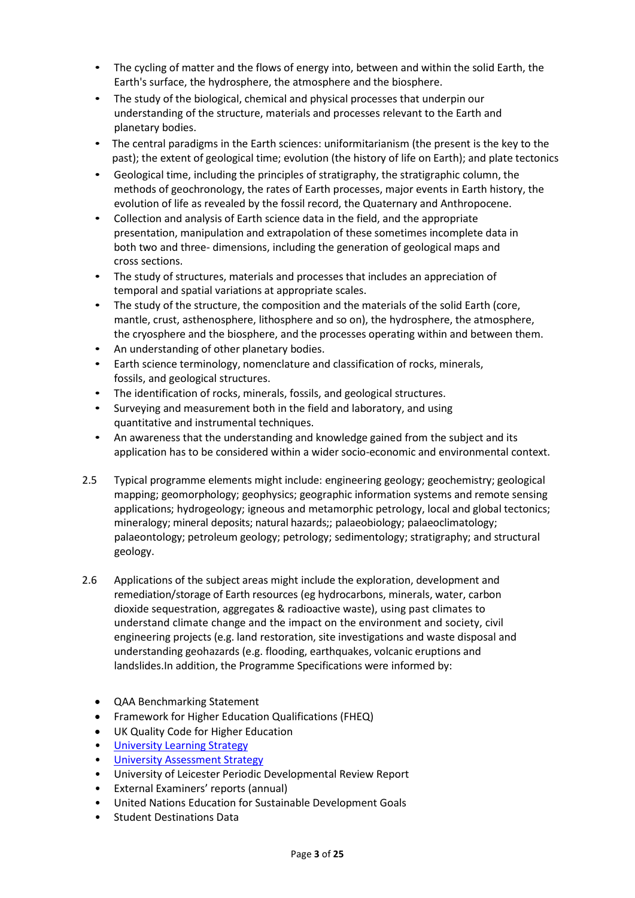- The cycling of matter and the flows of energy into, between and within the solid Earth, the Earth's surface, the hydrosphere, the atmosphere and the biosphere.
- The study of the biological, chemical and physical processes that underpin our understanding of the structure, materials and processes relevant to the Earth and planetary bodies.
- The central paradigms in the Earth sciences: uniformitarianism (the present is the key to the past); the extent of geological time; evolution (the history of life on Earth); and plate tectonics
- Geological time, including the principles of stratigraphy, the stratigraphic column, the methods of geochronology, the rates of Earth processes, major events in Earth history, the evolution of life as revealed by the fossil record, the Quaternary and Anthropocene.
- Collection and analysis of Earth science data in the field, and the appropriate presentation, manipulation and extrapolation of these sometimes incomplete data in both two and three- dimensions, including the generation of geological maps and cross sections.
- The study of structures, materials and processes that includes an appreciation of temporal and spatial variations at appropriate scales.
- The study of the structure, the composition and the materials of the solid Earth (core, mantle, crust, asthenosphere, lithosphere and so on), the hydrosphere, the atmosphere, the cryosphere and the biosphere, and the processes operating within and between them.
- An understanding of other planetary bodies.
- Earth science terminology, nomenclature and classification of rocks, minerals, fossils, and geological structures.
- The identification of rocks, minerals, fossils, and geological structures.
- Surveying and measurement both in the field and laboratory, and using quantitative and instrumental techniques.
- An awareness that the understanding and knowledge gained from the subject and its application has to be considered within a wider socio-economic and environmental context.

2.5 Typical programme elements might include: engineering geology; geochemistry; geological mapping; geomorphology; geophysics; geographic information systems and remote sensing applications; hydrogeology; igneous and metamorphic petrology, local and global tectonics; mineralogy; mineral deposits; natural hazards;; palaeobiology; palaeoclimatology; palaeontology; petroleum geology; petrology; sedimentology; stratigraphy; and structural geology.

2.6 Applications of the subject areas might include the exploration, development and remediation/storage of Earth resources (eg hydrocarbons, minerals, water, carbon dioxide sequestration, aggregates & radioactive waste), using past climates to understand climate change and the impact on the environment and society, civil engineering projects (e.g. land restoration, site investigations and waste disposal and understanding geohazards (e.g. flooding, earthquakes, volcanic eruptions and landslides.In addition, the Programme Specifications were informed by:

- QAA Benchmarking Statement
- Framework for Higher Education Qualifications (FHEQ)
- UK Quality Code for Higher Education
- University Learning Strategy
- University Assessment Strategy
- University of Leicester Periodic Developmental Review Report
- External Examiners' reports (annual)
- United Nations Education for Sustainable Development Goals
- Student Destinations Data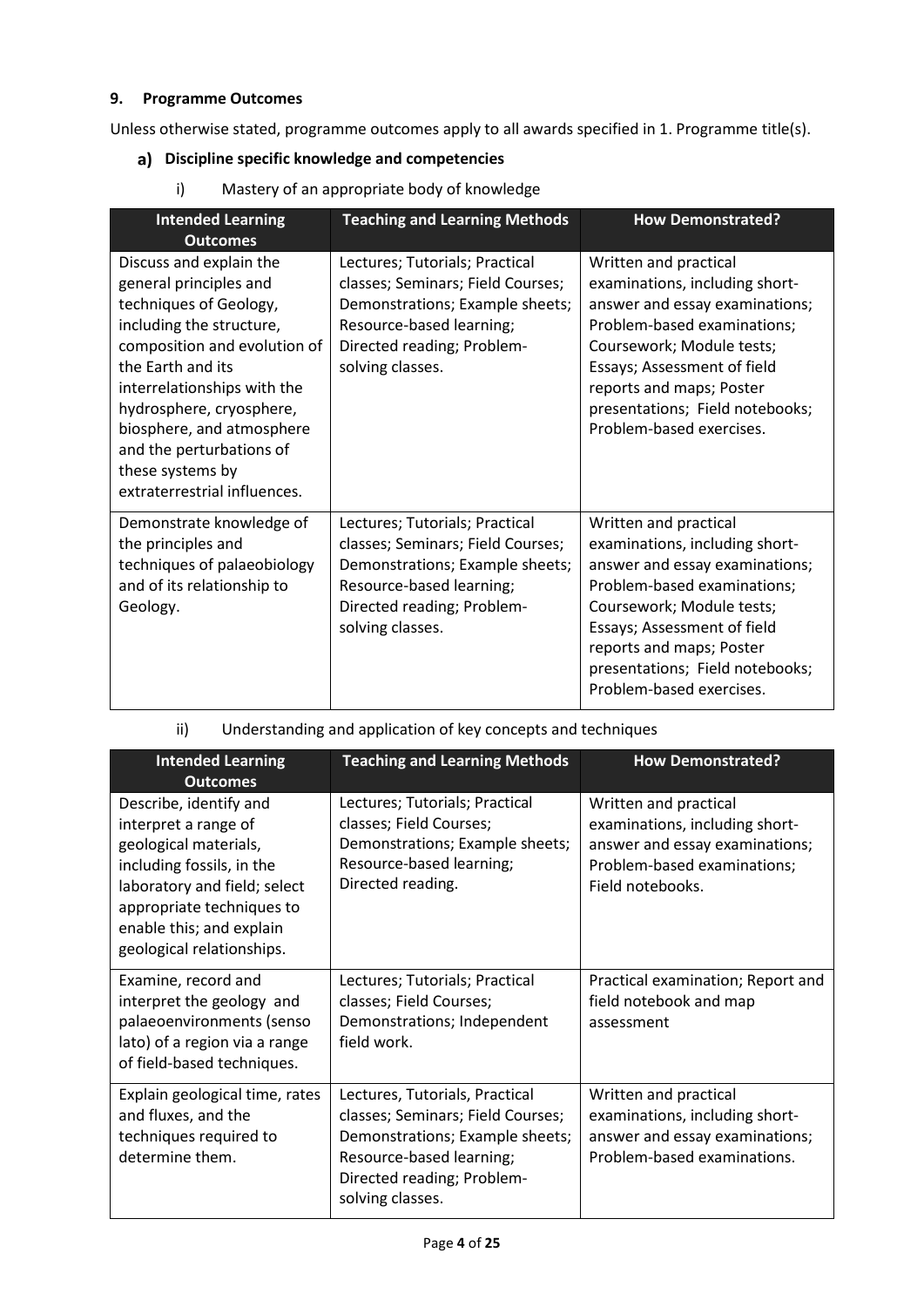### 9. Programme Outcomes

Unless otherwise stated, programme outcomes apply to all awards specified in 1. Programme title(s).

#### a) Discipline specific knowledge and competencies

i) Mastery of an appropriate body of knowledge

| Intended Learning Outcomes | Teaching and Learning Methods | How Demonstrated? |
| --- | --- | --- |
| Discuss and explain the general principles and techniques of Geology, including the structure, composition and evolution of the Earth and its interrelationships with the hydrosphere, cryosphere, biosphere, and atmosphere and the perturbations of these systems by extraterrestrial influences. | Lectures; Tutorials; Practical classes; Seminars; Field Courses; Demonstrations; Example sheets; Resource-based learning; Directed reading; Problem-solving classes. | Written and practical examinations, including short-answer and essay examinations; Problem-based examinations; Coursework; Module tests; Essays; Assessment of field reports and maps; Poster presentations; Field notebooks; Problem-based exercises. |
| Demonstrate knowledge of the principles and techniques of palaeobiology and of its relationship to Geology. | Lectures; Tutorials; Practical classes; Seminars; Field Courses; Demonstrations; Example sheets; Resource-based learning; Directed reading; Problem-solving classes. | Written and practical examinations, including short-answer and essay examinations; Problem-based examinations; Coursework; Module tests; Essays; Assessment of field reports and maps; Poster presentations; Field notebooks; Problem-based exercises. |

ii) Understanding and application of key concepts and techniques

| Intended Learning Outcomes | Teaching and Learning Methods | How Demonstrated? |
| --- | --- | --- |
| Describe, identify and interpret a range of geological materials, including fossils, in the laboratory and field; select appropriate techniques to enable this; and explain geological relationships. | Lectures; Tutorials; Practical classes; Field Courses; Demonstrations; Example sheets; Resource-based learning; Directed reading. | Written and practical examinations, including short-answer and essay examinations; Problem-based examinations; Field notebooks. |
| Examine, record and interpret the geology and palaeoenvironments (senso lato) of a region via a range of field-based techniques. | Lectures; Tutorials; Practical classes; Field Courses; Demonstrations; Independent field work. | Practical examination; Report and field notebook and map assessment |
| Explain geological time, rates and fluxes, and the techniques required to determine them. | Lectures, Tutorials, Practical classes; Seminars; Field Courses; Demonstrations; Example sheets; Resource-based learning; Directed reading; Problem-solving classes. | Written and practical examinations, including short-answer and essay examinations; Problem-based examinations. |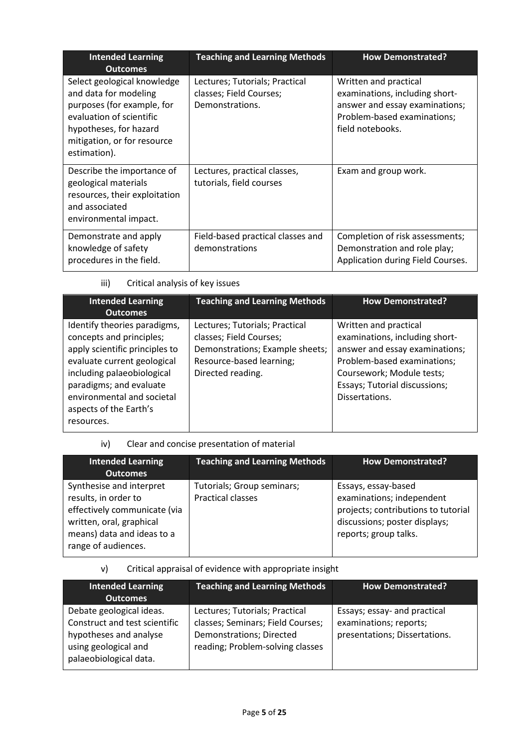| Intended Learning Outcomes | Teaching and Learning Methods | How Demonstrated? |
|---|---|---|
| Select geological knowledge and data for modeling purposes (for example, for evaluation of scientific hypotheses, for hazard mitigation, or for resource estimation). | Lectures; Tutorials; Practical classes; Field Courses; Demonstrations. | Written and practical examinations, including short-answer and essay examinations; Problem-based examinations; field notebooks. |
| Describe the importance of geological materials resources, their exploitation and associated environmental impact. | Lectures, practical classes, tutorials, field courses | Exam and group work. |
| Demonstrate and apply knowledge of safety procedures in the field. | Field-based practical classes and demonstrations | Completion of risk assessments; Demonstration and role play; Application during Field Courses. |

iii) Critical analysis of key issues

| Intended Learning Outcomes | Teaching and Learning Methods | How Demonstrated? |
|---|---|---|
| Identify theories paradigms, concepts and principles; apply scientific principles to evaluate current geological including palaeobiological paradigms; and evaluate environmental and societal aspects of the Earth's resources. | Lectures; Tutorials; Practical classes; Field Courses; Demonstrations; Example sheets; Resource-based learning; Directed reading. | Written and practical examinations, including short-answer and essay examinations; Problem-based examinations; Coursework; Module tests; Essays; Tutorial discussions; Dissertations. |

iv) Clear and concise presentation of material

| Intended Learning Outcomes | Teaching and Learning Methods | How Demonstrated? |
|---|---|---|
| Synthesise and interpret results, in order to effectively communicate (via written, oral, graphical means) data and ideas to a range of audiences. | Tutorials; Group seminars; Practical classes | Essays, essay-based examinations; independent projects; contributions to tutorial discussions; poster displays; reports; group talks. |

v) Critical appraisal of evidence with appropriate insight

| Intended Learning Outcomes | Teaching and Learning Methods | How Demonstrated? |
|---|---|---|
| Debate geological ideas. Construct and test scientific hypotheses and analyse using geological and palaeobiological data. | Lectures; Tutorials; Practical classes; Seminars; Field Courses; Demonstrations; Directed reading; Problem-solving classes | Essays; essay- and practical examinations; reports; presentations; Dissertations. |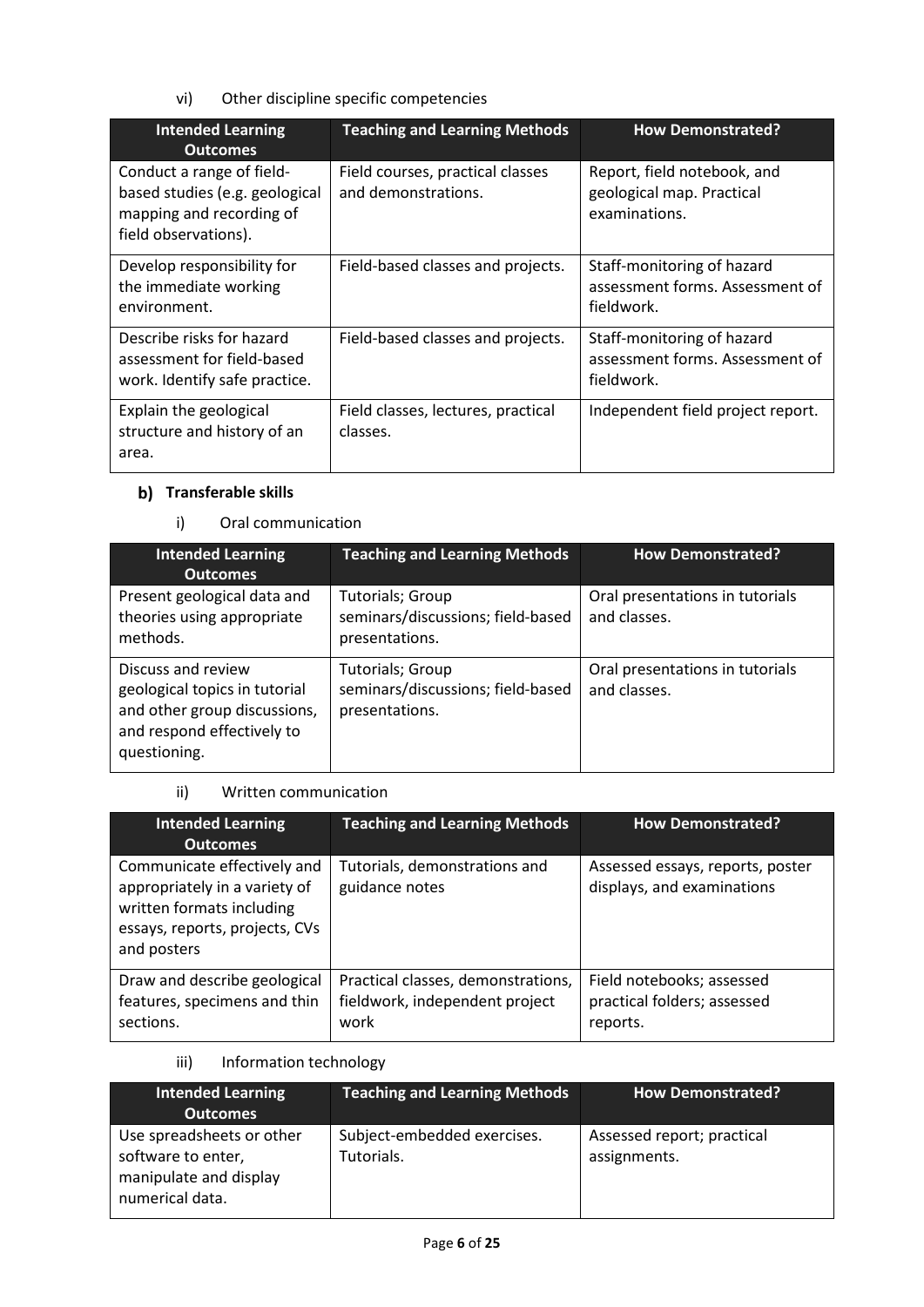vi) Other discipline specific competencies

| Intended Learning Outcomes | Teaching and Learning Methods | How Demonstrated? |
| --- | --- | --- |
| Conduct a range of field-based studies (e.g. geological mapping and recording of field observations). | Field courses, practical classes and demonstrations. | Report, field notebook, and geological map. Practical examinations. |
| Develop responsibility for the immediate working environment. | Field-based classes and projects. | Staff-monitoring of hazard assessment forms. Assessment of fieldwork. |
| Describe risks for hazard assessment for field-based work. Identify safe practice. | Field-based classes and projects. | Staff-monitoring of hazard assessment forms. Assessment of fieldwork. |
| Explain the geological structure and history of an area. | Field classes, lectures, practical classes. | Independent field project report. |

### b) Transferable skills

i) Oral communication

| Intended Learning Outcomes | Teaching and Learning Methods | How Demonstrated? |
| --- | --- | --- |
| Present geological data and theories using appropriate methods. | Tutorials; Group seminars/discussions; field-based presentations. | Oral presentations in tutorials and classes. |
| Discuss and review geological topics in tutorial and other group discussions, and respond effectively to questioning. | Tutorials; Group seminars/discussions; field-based presentations. | Oral presentations in tutorials and classes. |

ii) Written communication

| Intended Learning Outcomes | Teaching and Learning Methods | How Demonstrated? |
| --- | --- | --- |
| Communicate effectively and appropriately in a variety of written formats including essays, reports, projects, CVs and posters | Tutorials, demonstrations and guidance notes | Assessed essays, reports, poster displays, and examinations |
| Draw and describe geological features, specimens and thin sections. | Practical classes, demonstrations, fieldwork, independent project work | Field notebooks; assessed practical folders; assessed reports. |

iii) Information technology

| Intended Learning Outcomes | Teaching and Learning Methods | How Demonstrated? |
| --- | --- | --- |
| Use spreadsheets or other software to enter, manipulate and display numerical data. | Subject-embedded exercises. Tutorials. | Assessed report; practical assignments. |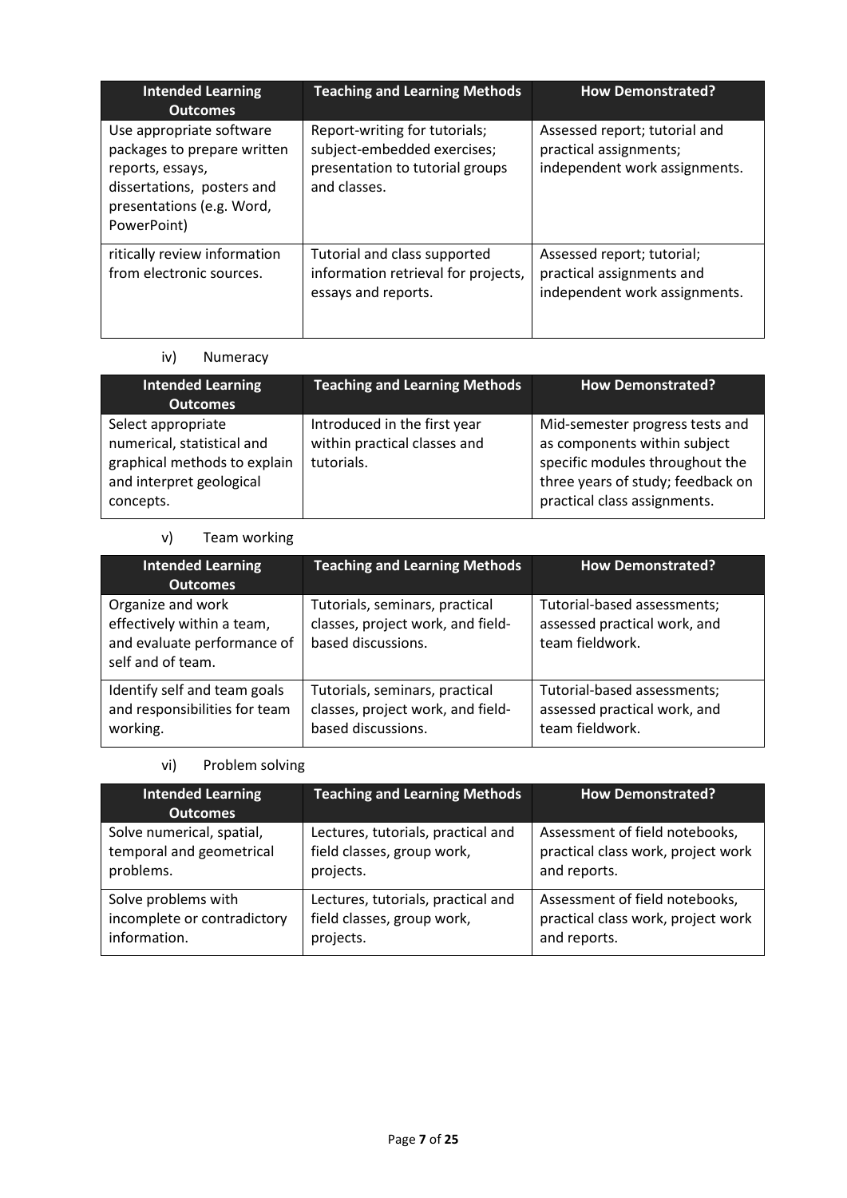| Intended Learning Outcomes | Teaching and Learning Methods | How Demonstrated? |
|---|---|---|
| Use appropriate software packages to prepare written reports, essays, dissertations, posters and presentations (e.g. Word, PowerPoint) | Report-writing for tutorials; subject-embedded exercises; presentation to tutorial groups and classes. | Assessed report; tutorial and practical assignments; independent work assignments. |
| ritically review information from electronic sources. | Tutorial and class supported information retrieval for projects, essays and reports. | Assessed report; tutorial; practical assignments and independent work assignments. |

iv) Numeracy

| Intended Learning Outcomes | Teaching and Learning Methods | How Demonstrated? |
|---|---|---|
| Select appropriate numerical, statistical and graphical methods to explain and interpret geological concepts. | Introduced in the first year within practical classes and tutorials. | Mid-semester progress tests and as components within subject specific modules throughout the three years of study; feedback on practical class assignments. |

v) Team working

| Intended Learning Outcomes | Teaching and Learning Methods | How Demonstrated? |
|---|---|---|
| Organize and work effectively within a team, and evaluate performance of self and of team. | Tutorials, seminars, practical classes, project work, and field-based discussions. | Tutorial-based assessments; assessed practical work, and team fieldwork. |
| Identify self and team goals and responsibilities for team working. | Tutorials, seminars, practical classes, project work, and field-based discussions. | Tutorial-based assessments; assessed practical work, and team fieldwork. |

vi) Problem solving

| Intended Learning Outcomes | Teaching and Learning Methods | How Demonstrated? |
|---|---|---|
| Solve numerical, spatial, temporal and geometrical problems. | Lectures, tutorials, practical and field classes, group work, projects. | Assessment of field notebooks, practical class work, project work and reports. |
| Solve problems with incomplete or contradictory information. | Lectures, tutorials, practical and field classes, group work, projects. | Assessment of field notebooks, practical class work, project work and reports. |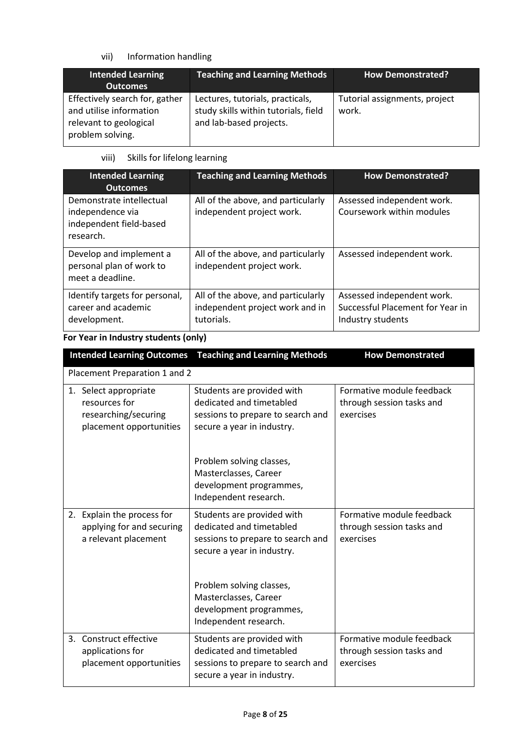vii) Information handling

| Intended Learning Outcomes | Teaching and Learning Methods | How Demonstrated? |
|---|---|---|
| Effectively search for, gather and utilise information relevant to geological problem solving. | Lectures, tutorials, practicals, study skills within tutorials, field and lab-based projects. | Tutorial assignments, project work. |

viii) Skills for lifelong learning

| Intended Learning Outcomes | Teaching and Learning Methods | How Demonstrated? |
|---|---|---|
| Demonstrate intellectual independence via independent field-based research. | All of the above, and particularly independent project work. | Assessed independent work. Coursework within modules |
| Develop and implement a personal plan of work to meet a deadline. | All of the above, and particularly independent project work. | Assessed independent work. |
| Identify targets for personal, career and academic development. | All of the above, and particularly independent project work and in tutorials. | Assessed independent work. Successful Placement for Year in Industry students |

**For Year in Industry students (only)**

| Intended Learning Outcomes | Teaching and Learning Methods | How Demonstrated |
|---|---|---|
| Placement Preparation 1 and 2 | | |
| 1. Select appropriate resources for researching/securing placement opportunities | Students are provided with dedicated and timetabled sessions to prepare to search and secure a year in industry.<br><br>Problem solving classes, Masterclasses, Career development programmes, Independent research. | Formative module feedback through session tasks and exercises |
| 2. Explain the process for applying for and securing a relevant placement | Students are provided with dedicated and timetabled sessions to prepare to search and secure a year in industry.<br><br>Problem solving classes, Masterclasses, Career development programmes, Independent research. | Formative module feedback through session tasks and exercises |
| 3. Construct effective applications for placement opportunities | Students are provided with dedicated and timetabled sessions to prepare to search and secure a year in industry. | Formative module feedback through session tasks and exercises |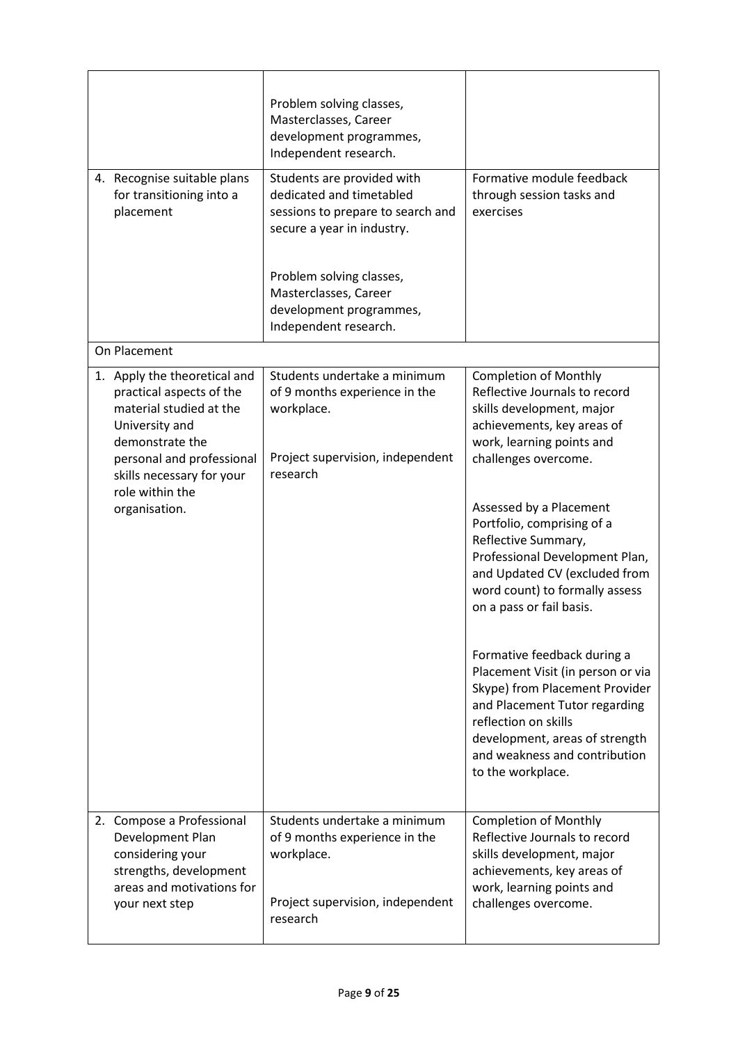| | | |
|---|---|---|
| | Problem solving classes, Masterclasses, Career development programmes, Independent research. | |
| 4. Recognise suitable plans for transitioning into a placement | Students are provided with dedicated and timetabled sessions to prepare to search and secure a year in industry.<br><br>Problem solving classes, Masterclasses, Career development programmes, Independent research. | Formative module feedback through session tasks and exercises |
| On Placement | | |
| 1. Apply the theoretical and practical aspects of the material studied at the University and demonstrate the personal and professional skills necessary for your role within the organisation. | Students undertake a minimum of 9 months experience in the workplace.<br><br>Project supervision, independent research | Completion of Monthly Reflective Journals to record skills development, major achievements, key areas of work, learning points and challenges overcome.<br><br>Assessed by a Placement Portfolio, comprising of a Reflective Summary, Professional Development Plan, and Updated CV (excluded from word count) to formally assess on a pass or fail basis.<br><br>Formative feedback during a Placement Visit (in person or via Skype) from Placement Provider and Placement Tutor regarding reflection on skills development, areas of strength and weakness and contribution to the workplace. |
| 2. Compose a Professional Development Plan considering your strengths, development areas and motivations for your next step | Students undertake a minimum of 9 months experience in the workplace.<br><br>Project supervision, independent research | Completion of Monthly Reflective Journals to record skills development, major achievements, key areas of work, learning points and challenges overcome. |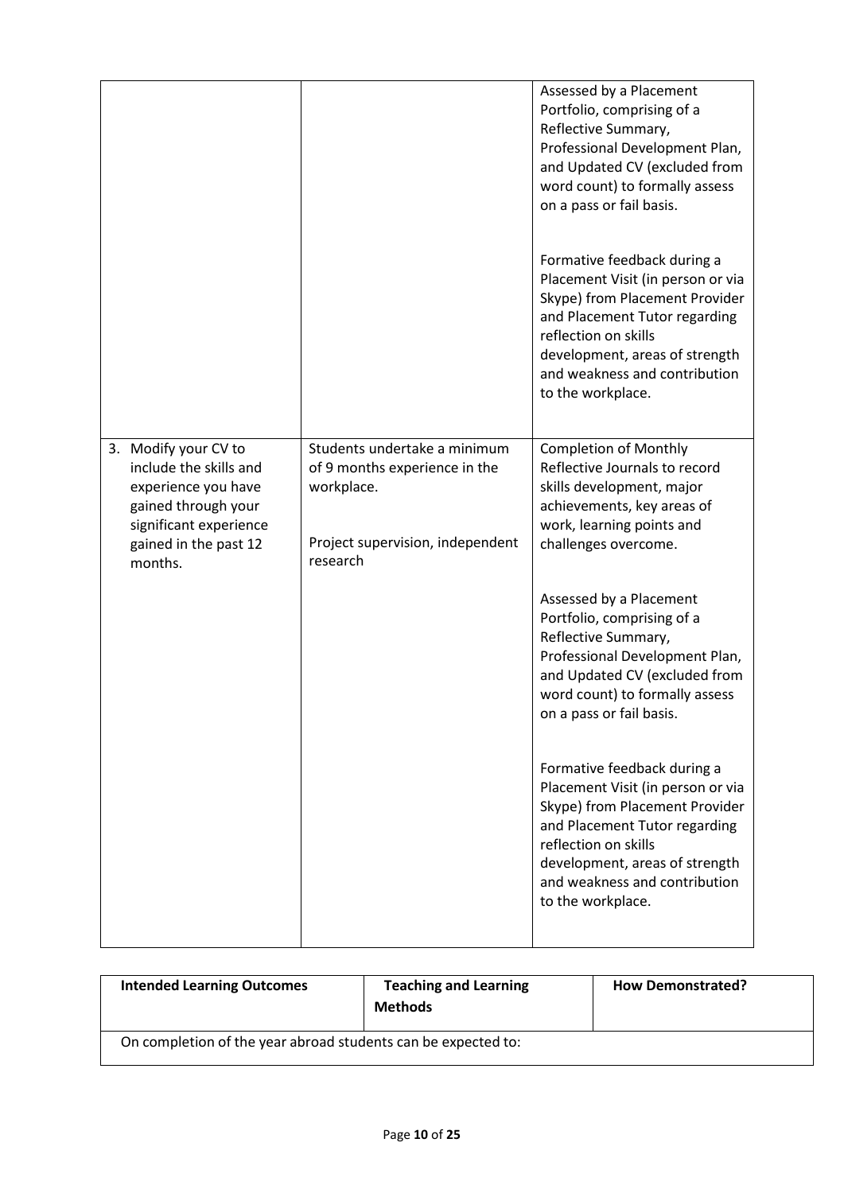| | | |
|---|---|---|
| | | Assessed by a Placement Portfolio, comprising of a Reflective Summary, Professional Development Plan, and Updated CV (excluded from word count) to formally assess on a pass or fail basis.<br><br>Formative feedback during a Placement Visit (in person or via Skype) from Placement Provider and Placement Tutor regarding reflection on skills development, areas of strength and weakness and contribution to the workplace. |
| 3. Modify your CV to include the skills and experience you have gained through your significant experience gained in the past 12 months. | Students undertake a minimum of 9 months experience in the workplace.<br><br>Project supervision, independent research | Completion of Monthly Reflective Journals to record skills development, major achievements, key areas of work, learning points and challenges overcome.<br><br>Assessed by a Placement Portfolio, comprising of a Reflective Summary, Professional Development Plan, and Updated CV (excluded from word count) to formally assess on a pass or fail basis.<br><br>Formative feedback during a Placement Visit (in person or via Skype) from Placement Provider and Placement Tutor regarding reflection on skills development, areas of strength and weakness and contribution to the workplace. |

| **Intended Learning Outcomes** | **Teaching and Learning Methods** | **How Demonstrated?** |
|---|---|---|
| On completion of the year abroad students can be expected to: | | |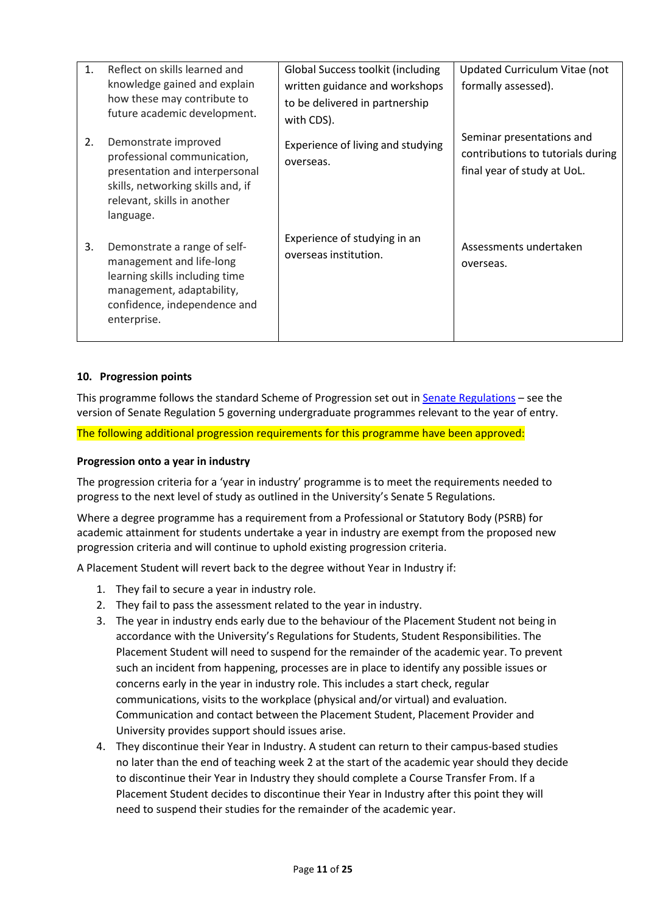| | | |
|---|---|---|
| 1. Reflect on skills learned and knowledge gained and explain how these may contribute to future academic development. | Global Success toolkit (including written guidance and workshops to be delivered in partnership with CDS). | Updated Curriculum Vitae (not formally assessed). |
| 2. Demonstrate improved professional communication, presentation and interpersonal skills, networking skills and, if relevant, skills in another language. | Experience of living and studying overseas. | Seminar presentations and contributions to tutorials during final year of study at UoL. |
| 3. Demonstrate a range of self-management and life-long learning skills including time management, adaptability, confidence, independence and enterprise. | Experience of studying in an overseas institution. | Assessments undertaken overseas. |

## 10. Progression points

This programme follows the standard Scheme of Progression set out in Senate Regulations – see the version of Senate Regulation 5 governing undergraduate programmes relevant to the year of entry.

The following additional progression requirements for this programme have been approved:

**Progression onto a year in industry**

The progression criteria for a 'year in industry' programme is to meet the requirements needed to progress to the next level of study as outlined in the University's Senate 5 Regulations.

Where a degree programme has a requirement from a Professional or Statutory Body (PSRB) for academic attainment for students undertake a year in industry are exempt from the proposed new progression criteria and will continue to uphold existing progression criteria.

A Placement Student will revert back to the degree without Year in Industry if:

1. They fail to secure a year in industry role.
2. They fail to pass the assessment related to the year in industry.
3. The year in industry ends early due to the behaviour of the Placement Student not being in accordance with the University's Regulations for Students, Student Responsibilities. The Placement Student will need to suspend for the remainder of the academic year. To prevent such an incident from happening, processes are in place to identify any possible issues or concerns early in the year in industry role. This includes a start check, regular communications, visits to the workplace (physical and/or virtual) and evaluation. Communication and contact between the Placement Student, Placement Provider and University provides support should issues arise.
4. They discontinue their Year in Industry. A student can return to their campus-based studies no later than the end of teaching week 2 at the start of the academic year should they decide to discontinue their Year in Industry they should complete a Course Transfer From. If a Placement Student decides to discontinue their Year in Industry after this point they will need to suspend their studies for the remainder of the academic year.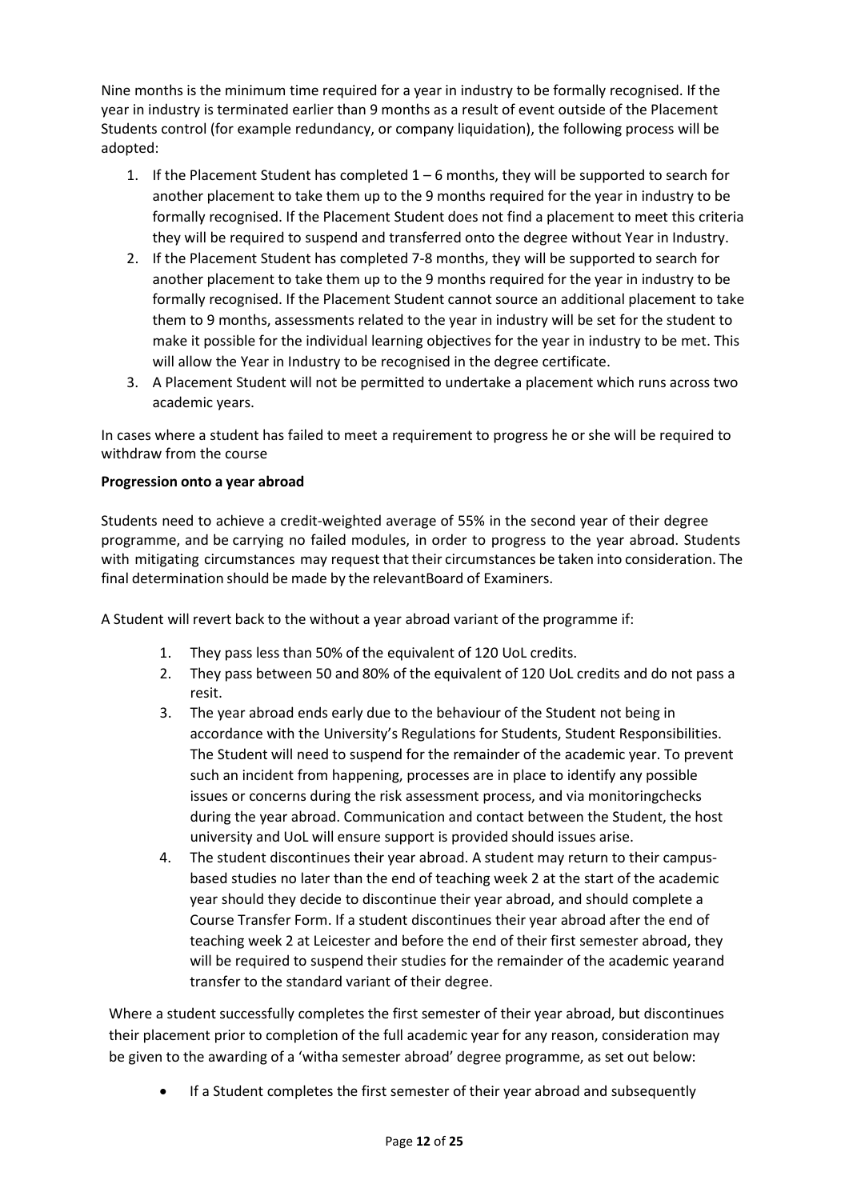Nine months is the minimum time required for a year in industry to be formally recognised. If the year in industry is terminated earlier than 9 months as a result of event outside of the Placement Students control (for example redundancy, or company liquidation), the following process will be adopted:

1. If the Placement Student has completed 1 – 6 months, they will be supported to search for another placement to take them up to the 9 months required for the year in industry to be formally recognised. If the Placement Student does not find a placement to meet this criteria they will be required to suspend and transferred onto the degree without Year in Industry.
2. If the Placement Student has completed 7-8 months, they will be supported to search for another placement to take them up to the 9 months required for the year in industry to be formally recognised. If the Placement Student cannot source an additional placement to take them to 9 months, assessments related to the year in industry will be set for the student to make it possible for the individual learning objectives for the year in industry to be met. This will allow the Year in Industry to be recognised in the degree certificate.
3. A Placement Student will not be permitted to undertake a placement which runs across two academic years.

In cases where a student has failed to meet a requirement to progress he or she will be required to withdraw from the course

**Progression onto a year abroad**

Students need to achieve a credit-weighted average of 55% in the second year of their degree programme, and be carrying no failed modules, in order to progress to the year abroad. Students with mitigating circumstances may request that their circumstances be taken into consideration. The final determination should be made by the relevantBoard of Examiners.

A Student will revert back to the without a year abroad variant of the programme if:

1. They pass less than 50% of the equivalent of 120 UoL credits.
2. They pass between 50 and 80% of the equivalent of 120 UoL credits and do not pass a resit.
3. The year abroad ends early due to the behaviour of the Student not being in accordance with the University's Regulations for Students, Student Responsibilities. The Student will need to suspend for the remainder of the academic year. To prevent such an incident from happening, processes are in place to identify any possible issues or concerns during the risk assessment process, and via monitoringchecks during the year abroad. Communication and contact between the Student, the host university and UoL will ensure support is provided should issues arise.
4. The student discontinues their year abroad. A student may return to their campus-based studies no later than the end of teaching week 2 at the start of the academic year should they decide to discontinue their year abroad, and should complete a Course Transfer Form. If a student discontinues their year abroad after the end of teaching week 2 at Leicester and before the end of their first semester abroad, they will be required to suspend their studies for the remainder of the academic yearand transfer to the standard variant of their degree.

Where a student successfully completes the first semester of their year abroad, but discontinues their placement prior to completion of the full academic year for any reason, consideration may be given to the awarding of a 'witha semester abroad' degree programme, as set out below:

- If a Student completes the first semester of their year abroad and subsequently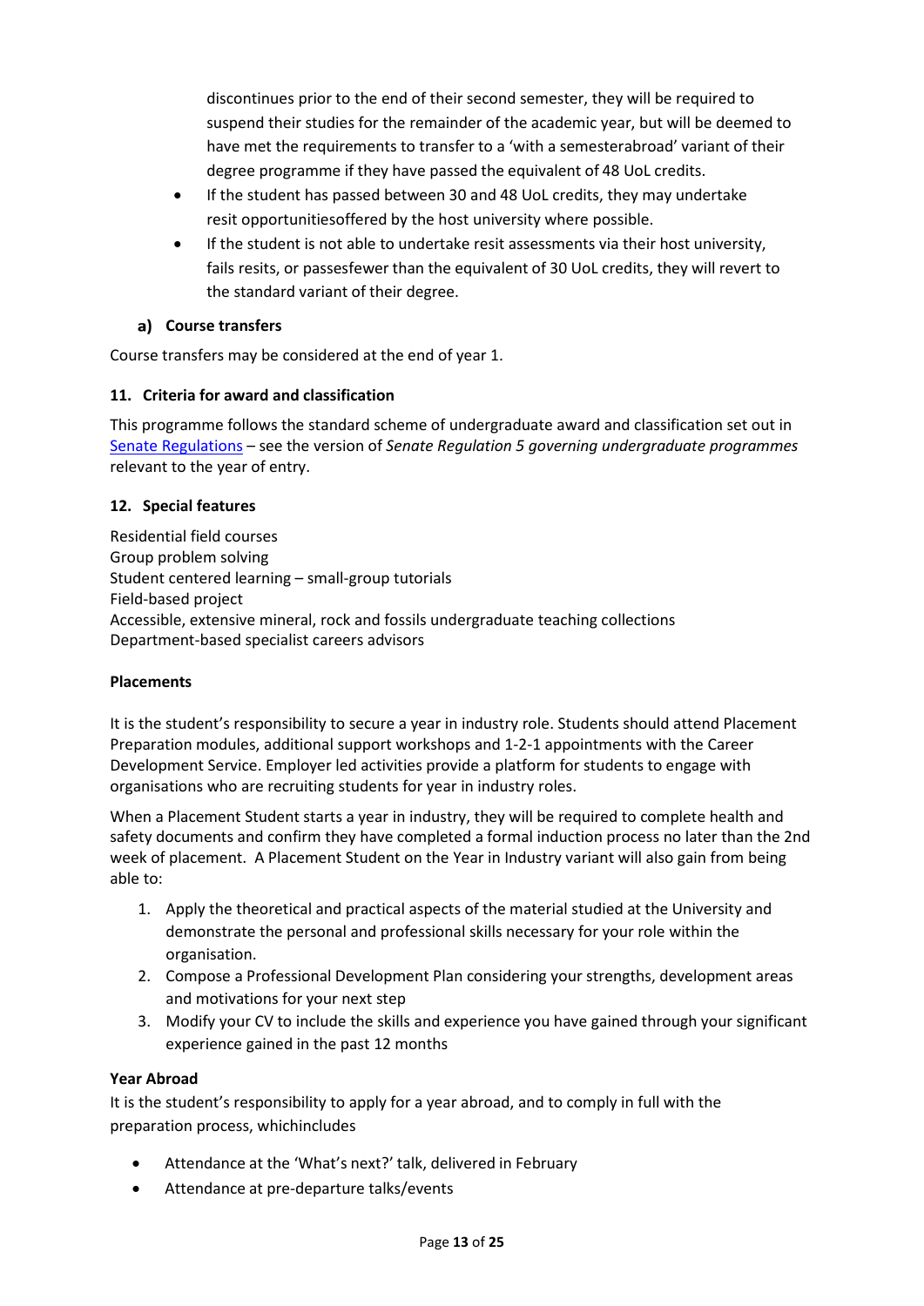discontinues prior to the end of their second semester, they will be required to suspend their studies for the remainder of the academic year, but will be deemed to have met the requirements to transfer to a 'with a semesterabroad' variant of their degree programme if they have passed the equivalent of 48 UoL credits.

- If the student has passed between 30 and 48 UoL credits, they may undertake resit opportunitiesoffered by the host university where possible.
- If the student is not able to undertake resit assessments via their host university, fails resits, or passesfewer than the equivalent of 30 UoL credits, they will revert to the standard variant of their degree.

#### a) Course transfers

Course transfers may be considered at the end of year 1.

### 11. Criteria for award and classification

This programme follows the standard scheme of undergraduate award and classification set out in Senate Regulations – see the version of *Senate Regulation 5 governing undergraduate programmes* relevant to the year of entry.

### 12. Special features

Residential field courses
Group problem solving
Student centered learning – small-group tutorials
Field-based project
Accessible, extensive mineral, rock and fossils undergraduate teaching collections
Department-based specialist careers advisors

**Placements**

It is the student's responsibility to secure a year in industry role. Students should attend Placement Preparation modules, additional support workshops and 1-2-1 appointments with the Career Development Service. Employer led activities provide a platform for students to engage with organisations who are recruiting students for year in industry roles.

When a Placement Student starts a year in industry, they will be required to complete health and safety documents and confirm they have completed a formal induction process no later than the 2nd week of placement. A Placement Student on the Year in Industry variant will also gain from being able to:

1. Apply the theoretical and practical aspects of the material studied at the University and demonstrate the personal and professional skills necessary for your role within the organisation.
2. Compose a Professional Development Plan considering your strengths, development areas and motivations for your next step
3. Modify your CV to include the skills and experience you have gained through your significant experience gained in the past 12 months

**Year Abroad**

It is the student's responsibility to apply for a year abroad, and to comply in full with the preparation process, whichincludes

- Attendance at the 'What's next?' talk, delivered in February
- Attendance at pre-departure talks/events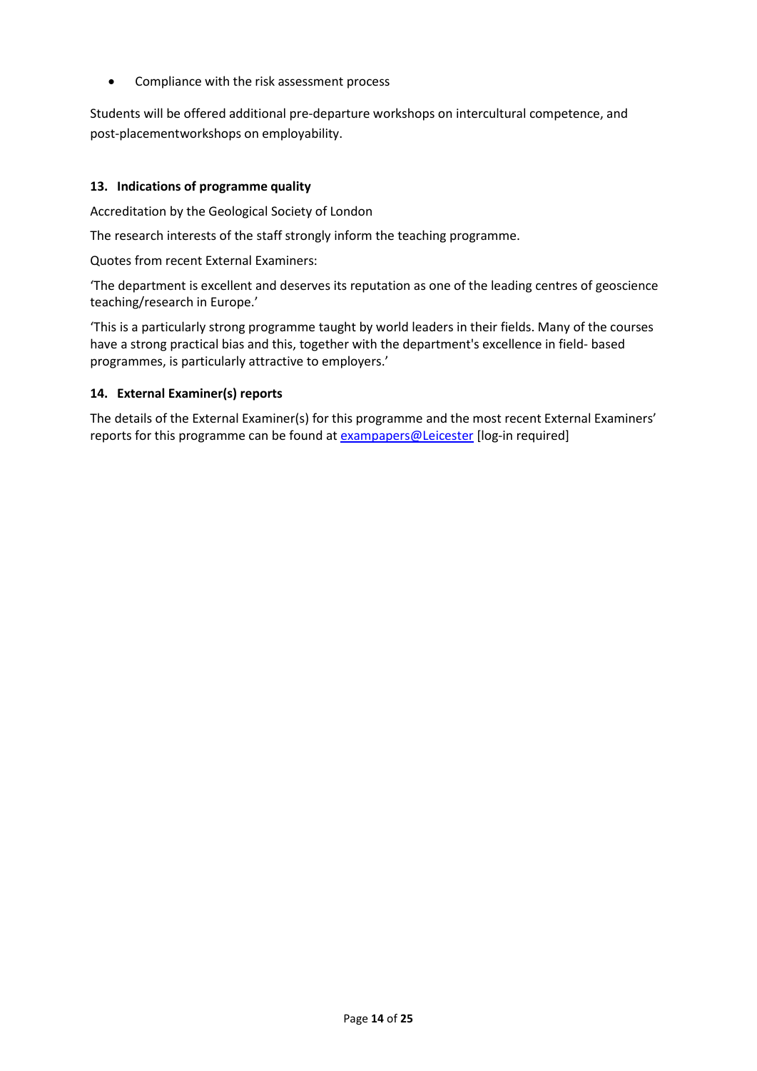- Compliance with the risk assessment process

Students will be offered additional pre-departure workshops on intercultural competence, and post-placementworkshops on employability.

### 13. Indications of programme quality

Accreditation by the Geological Society of London

The research interests of the staff strongly inform the teaching programme.

Quotes from recent External Examiners:

'The department is excellent and deserves its reputation as one of the leading centres of geoscience teaching/research in Europe.'

'This is a particularly strong programme taught by world leaders in their fields. Many of the courses have a strong practical bias and this, together with the department's excellence in field- based programmes, is particularly attractive to employers.'

### 14. External Examiner(s) reports

The details of the External Examiner(s) for this programme and the most recent External Examiners' reports for this programme can be found at exampapers@Leicester [log-in required]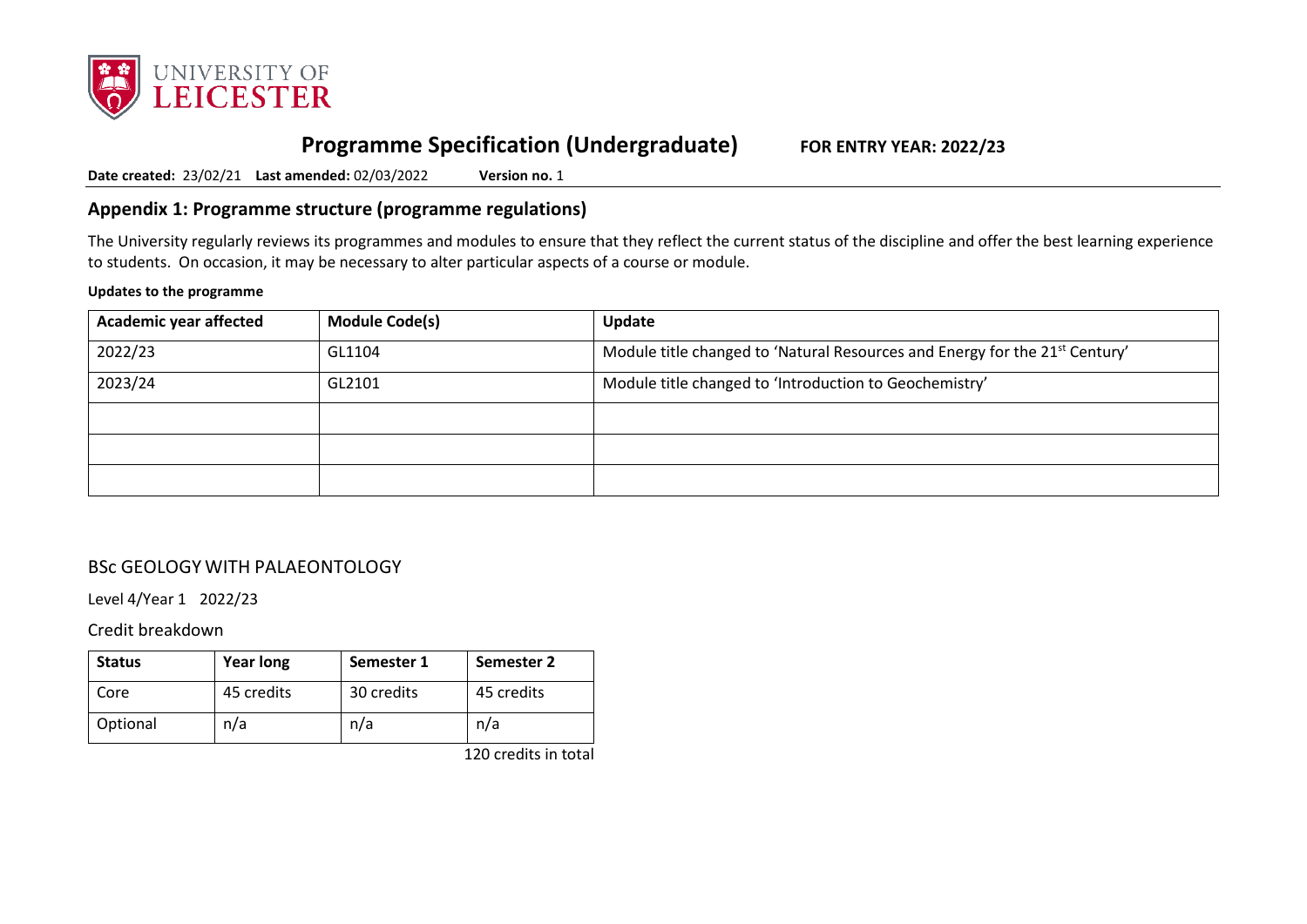# Programme Specification (Undergraduate) FOR ENTRY YEAR: 2022/23

**Date created:** 23/02/21 **Last amended:** 02/03/2022 **Version no.** 1

## Appendix 1: Programme structure (programme regulations)

The University regularly reviews its programmes and modules to ensure that they reflect the current status of the discipline and offer the best learning experience to students. On occasion, it may be necessary to alter particular aspects of a course or module.

**Updates to the programme**

| Academic year affected | Module Code(s) | Update |
|---|---|---|
| 2022/23 | GL1104 | Module title changed to 'Natural Resources and Energy for the 21st Century' |
| 2023/24 | GL2101 | Module title changed to 'Introduction to Geochemistry' |
| | | |
| | | |
| | | |

### BSc GEOLOGY WITH PALAEONTOLOGY

Level 4/Year 1 2022/23

Credit breakdown

| Status | Year long | Semester 1 | Semester 2 |
|---|---|---|---|
| Core | 45 credits | 30 credits | 45 credits |
| Optional | n/a | n/a | n/a |

120 credits in total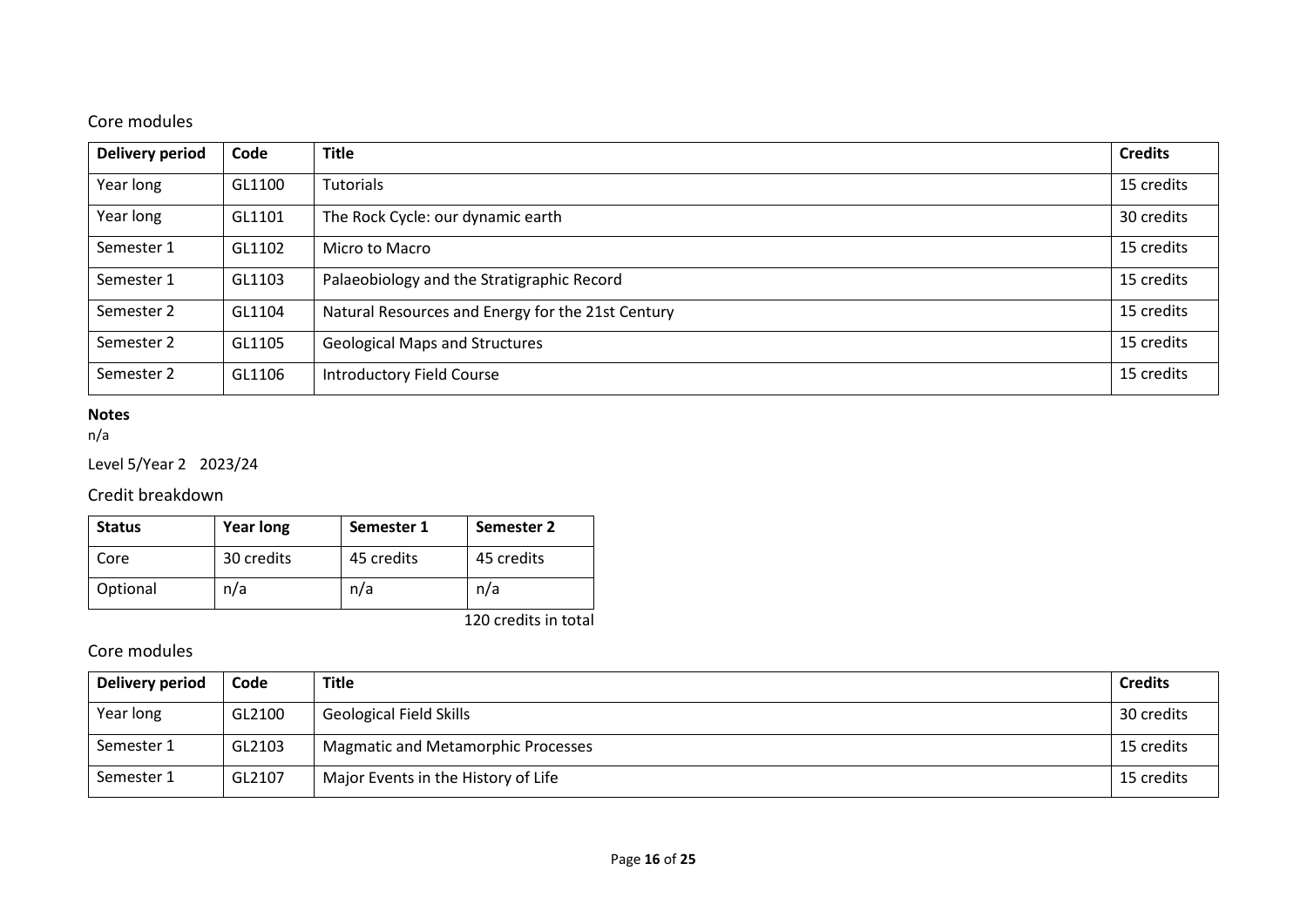### Core modules

| Delivery period | Code | Title | Credits |
|---|---|---|---|
| Year long | GL1100 | Tutorials | 15 credits |
| Year long | GL1101 | The Rock Cycle: our dynamic earth | 30 credits |
| Semester 1 | GL1102 | Micro to Macro | 15 credits |
| Semester 1 | GL1103 | Palaeobiology and the Stratigraphic Record | 15 credits |
| Semester 2 | GL1104 | Natural Resources and Energy for the 21st Century | 15 credits |
| Semester 2 | GL1105 | Geological Maps and Structures | 15 credits |
| Semester 2 | GL1106 | Introductory Field Course | 15 credits |

**Notes**
n/a

Level 5/Year 2 2023/24

### Credit breakdown

| Status | Year long | Semester 1 | Semester 2 |
|---|---|---|---|
| Core | 30 credits | 45 credits | 45 credits |
| Optional | n/a | n/a | n/a |

120 credits in total

### Core modules

| Delivery period | Code | Title | Credits |
|---|---|---|---|
| Year long | GL2100 | Geological Field Skills | 30 credits |
| Semester 1 | GL2103 | Magmatic and Metamorphic Processes | 15 credits |
| Semester 1 | GL2107 | Major Events in the History of Life | 15 credits |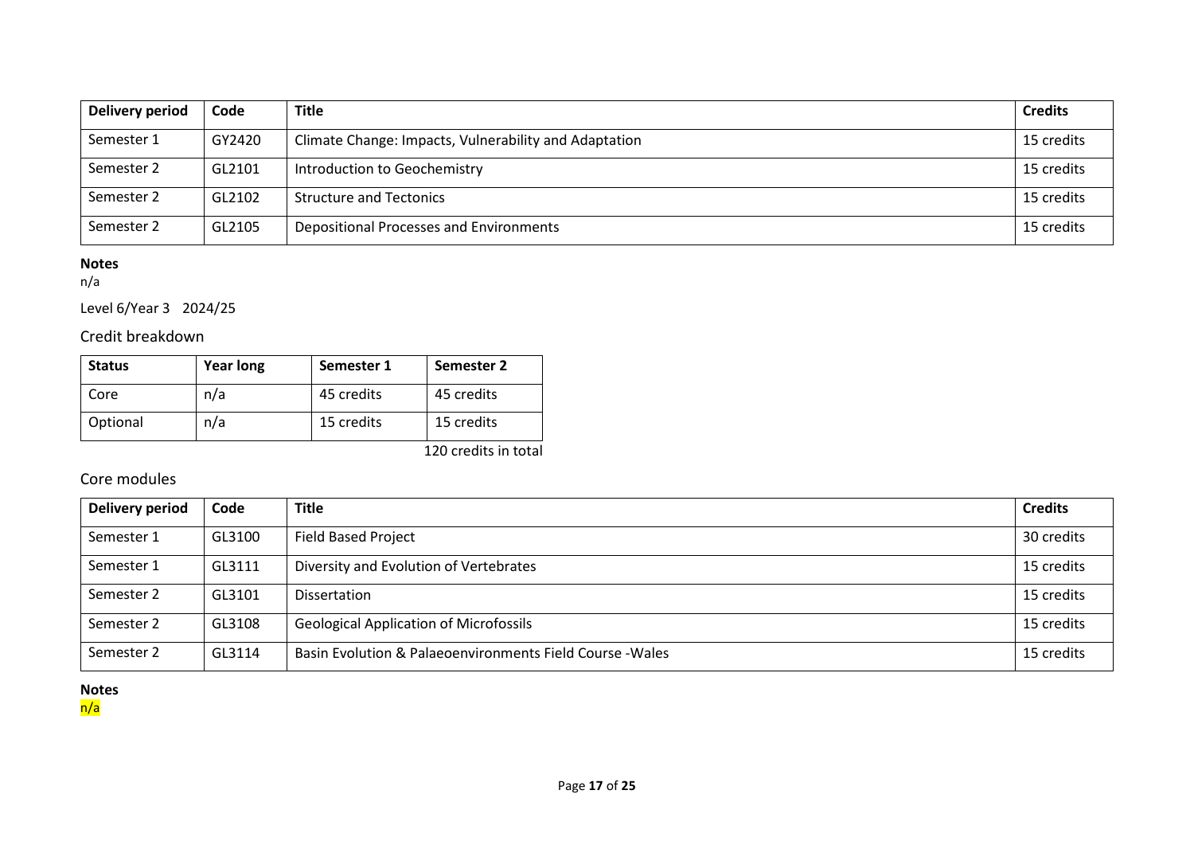| Delivery period | Code | Title | Credits |
| --- | --- | --- | --- |
| Semester 1 | GY2420 | Climate Change: Impacts, Vulnerability and Adaptation | 15 credits |
| Semester 2 | GL2101 | Introduction to Geochemistry | 15 credits |
| Semester 2 | GL2102 | Structure and Tectonics | 15 credits |
| Semester 2 | GL2105 | Depositional Processes and Environments | 15 credits |

**Notes**

n/a

Level 6/Year 3 2024/25

## Credit breakdown

| Status | Year long | Semester 1 | Semester 2 |
| --- | --- | --- | --- |
| Core | n/a | 45 credits | 45 credits |
| Optional | n/a | 15 credits | 15 credits |

120 credits in total

## Core modules

| Delivery period | Code | Title | Credits |
| --- | --- | --- | --- |
| Semester 1 | GL3100 | Field Based Project | 30 credits |
| Semester 1 | GL3111 | Diversity and Evolution of Vertebrates | 15 credits |
| Semester 2 | GL3101 | Dissertation | 15 credits |
| Semester 2 | GL3108 | Geological Application of Microfossils | 15 credits |
| Semester 2 | GL3114 | Basin Evolution & Palaeoenvironments Field Course -Wales | 15 credits |

**Notes**

n/a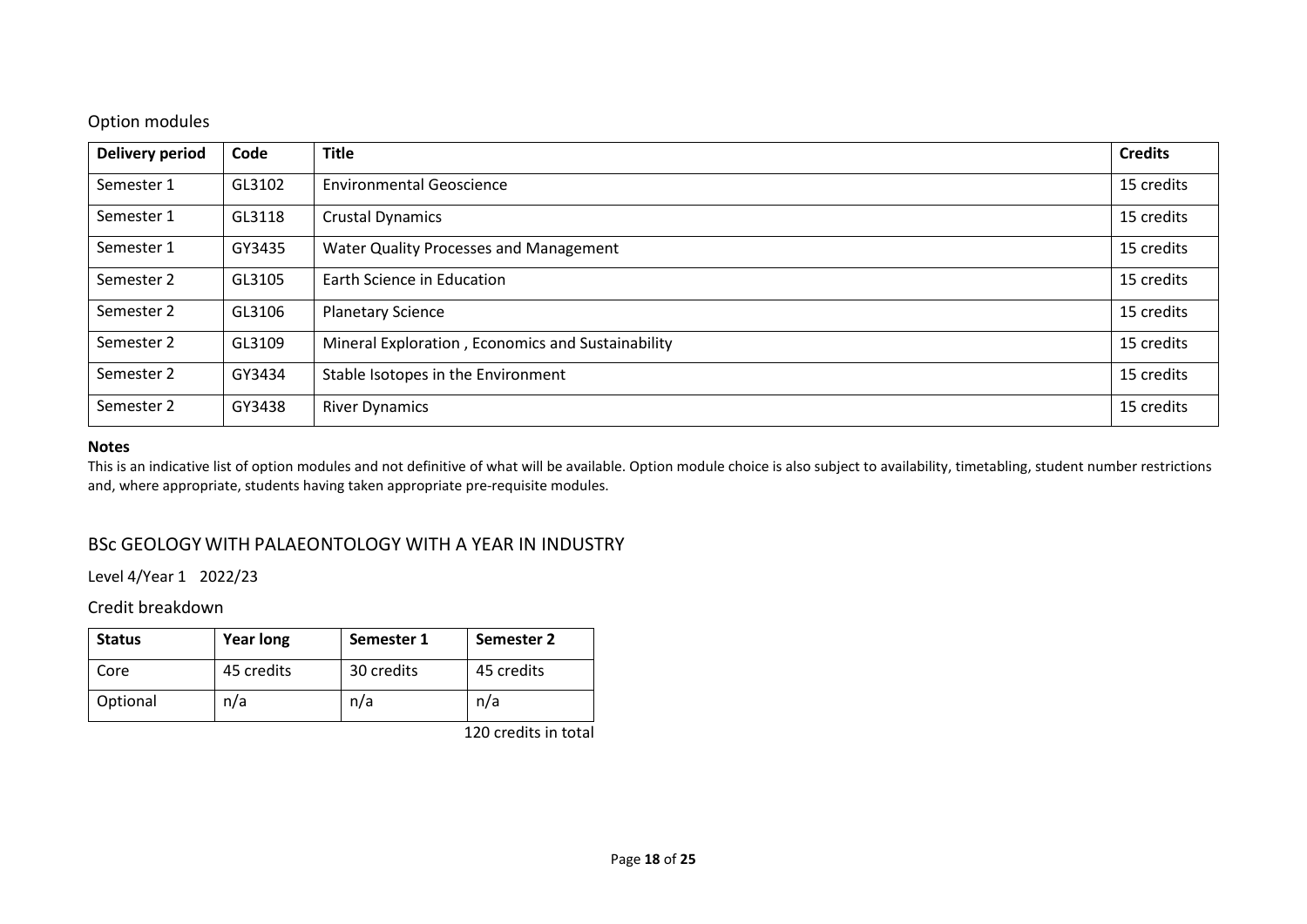### Option modules

| Delivery period | Code | Title | Credits |
|---|---|---|---|
| Semester 1 | GL3102 | Environmental Geoscience | 15 credits |
| Semester 1 | GL3118 | Crustal Dynamics | 15 credits |
| Semester 1 | GY3435 | Water Quality Processes and Management | 15 credits |
| Semester 2 | GL3105 | Earth Science in Education | 15 credits |
| Semester 2 | GL3106 | Planetary Science | 15 credits |
| Semester 2 | GL3109 | Mineral Exploration , Economics and Sustainability | 15 credits |
| Semester 2 | GY3434 | Stable Isotopes in the Environment | 15 credits |
| Semester 2 | GY3438 | River Dynamics | 15 credits |

**Notes**

This is an indicative list of option modules and not definitive of what will be available. Option module choice is also subject to availability, timetabling, student number restrictions and, where appropriate, students having taken appropriate pre-requisite modules.

## BSc GEOLOGY WITH PALAEONTOLOGY WITH A YEAR IN INDUSTRY

Level 4/Year 1 2022/23

### Credit breakdown

| Status | Year long | Semester 1 | Semester 2 |
|---|---|---|---|
| Core | 45 credits | 30 credits | 45 credits |
| Optional | n/a | n/a | n/a |

120 credits in total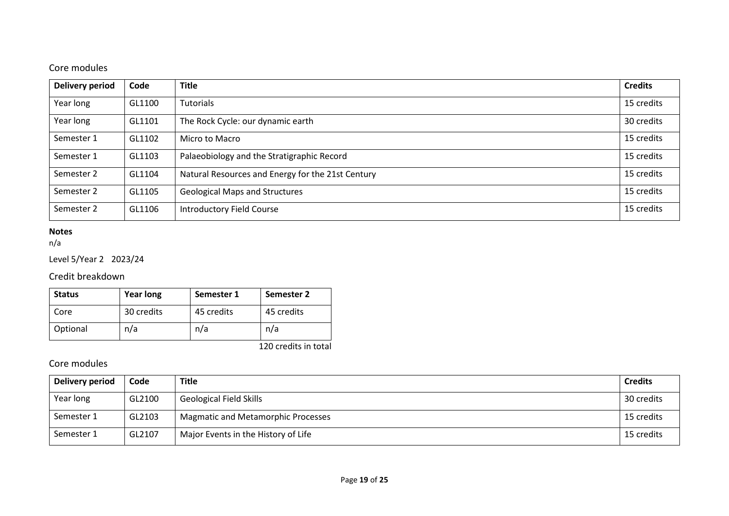## Core modules

| Delivery period | Code | Title | Credits |
|---|---|---|---|
| Year long | GL1100 | Tutorials | 15 credits |
| Year long | GL1101 | The Rock Cycle: our dynamic earth | 30 credits |
| Semester 1 | GL1102 | Micro to Macro | 15 credits |
| Semester 1 | GL1103 | Palaeobiology and the Stratigraphic Record | 15 credits |
| Semester 2 | GL1104 | Natural Resources and Energy for the 21st Century | 15 credits |
| Semester 2 | GL1105 | Geological Maps and Structures | 15 credits |
| Semester 2 | GL1106 | Introductory Field Course | 15 credits |

**Notes**

n/a

Level 5/Year 2 2023/24

## Credit breakdown

| Status | Year long | Semester 1 | Semester 2 |
|---|---|---|---|
| Core | 30 credits | 45 credits | 45 credits |
| Optional | n/a | n/a | n/a |

120 credits in total

## Core modules

| Delivery period | Code | Title | Credits |
|---|---|---|---|
| Year long | GL2100 | Geological Field Skills | 30 credits |
| Semester 1 | GL2103 | Magmatic and Metamorphic Processes | 15 credits |
| Semester 1 | GL2107 | Major Events in the History of Life | 15 credits |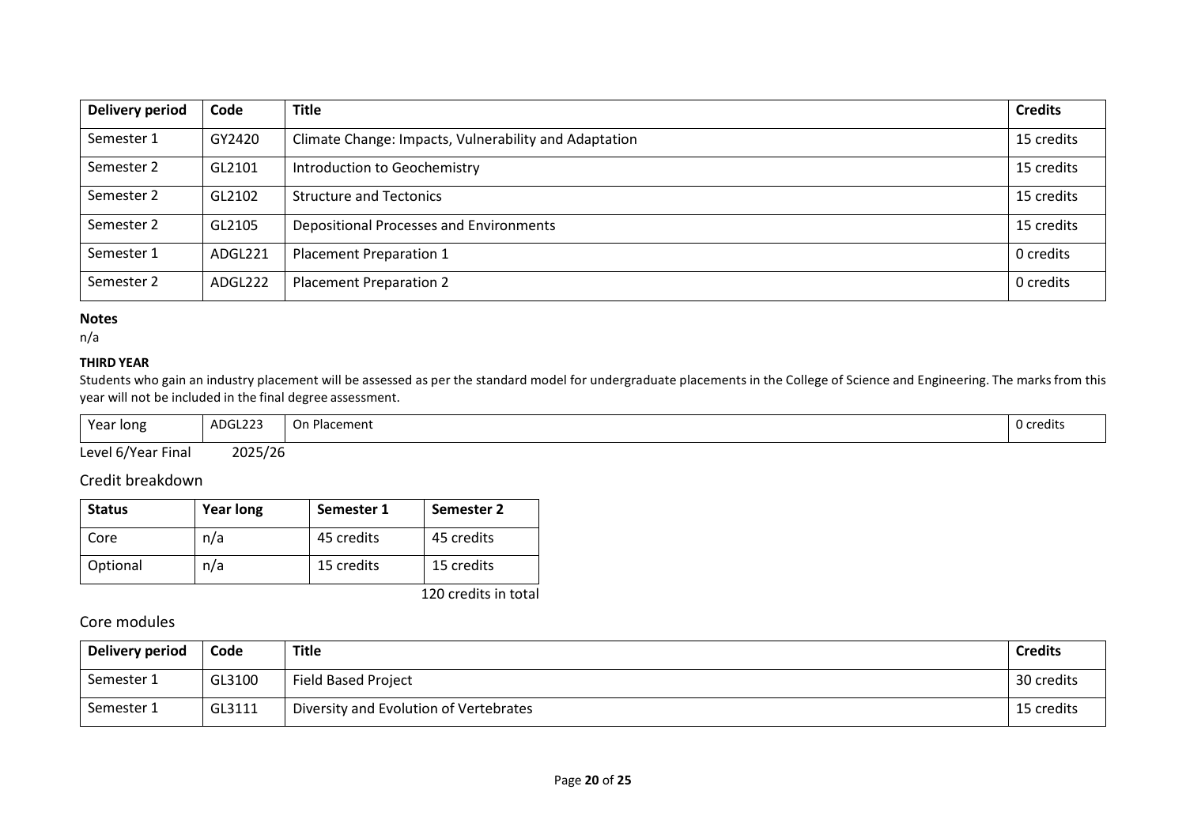| Delivery period | Code | Title | Credits |
|---|---|---|---|
| Semester 1 | GY2420 | Climate Change: Impacts, Vulnerability and Adaptation | 15 credits |
| Semester 2 | GL2101 | Introduction to Geochemistry | 15 credits |
| Semester 2 | GL2102 | Structure and Tectonics | 15 credits |
| Semester 2 | GL2105 | Depositional Processes and Environments | 15 credits |
| Semester 1 | ADGL221 | Placement Preparation 1 | 0 credits |
| Semester 2 | ADGL222 | Placement Preparation 2 | 0 credits |

**Notes**

n/a

**THIRD YEAR**

Students who gain an industry placement will be assessed as per the standard model for undergraduate placements in the College of Science and Engineering. The marks from this year will not be included in the final degree assessment.

| Year long | ADGL223 | On Placement | 0 credits |
|---|---|---|---|

Level 6/Year Final 2025/26

## Credit breakdown

| Status | Year long | Semester 1 | Semester 2 |
|---|---|---|---|
| Core | n/a | 45 credits | 45 credits |
| Optional | n/a | 15 credits | 15 credits |

120 credits in total

## Core modules

| Delivery period | Code | Title | Credits |
|---|---|---|---|
| Semester 1 | GL3100 | Field Based Project | 30 credits |
| Semester 1 | GL3111 | Diversity and Evolution of Vertebrates | 15 credits |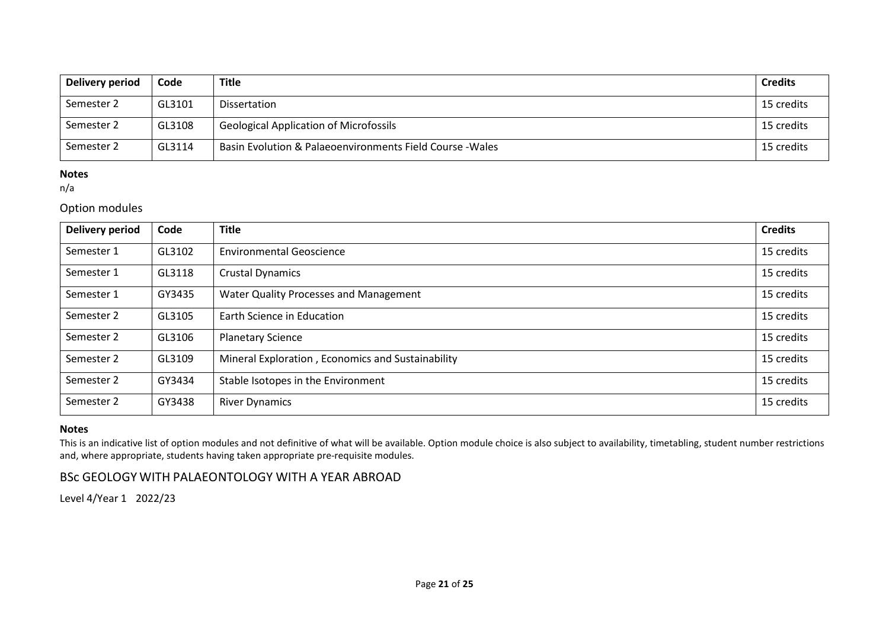| Delivery period | Code | Title | Credits |
|---|---|---|---|
| Semester 2 | GL3101 | Dissertation | 15 credits |
| Semester 2 | GL3108 | Geological Application of Microfossils | 15 credits |
| Semester 2 | GL3114 | Basin Evolution & Palaeoenvironments Field Course -Wales | 15 credits |

**Notes**

n/a

## Option modules

| Delivery period | Code | Title | Credits |
|---|---|---|---|
| Semester 1 | GL3102 | Environmental Geoscience | 15 credits |
| Semester 1 | GL3118 | Crustal Dynamics | 15 credits |
| Semester 1 | GY3435 | Water Quality Processes and Management | 15 credits |
| Semester 2 | GL3105 | Earth Science in Education | 15 credits |
| Semester 2 | GL3106 | Planetary Science | 15 credits |
| Semester 2 | GL3109 | Mineral Exploration , Economics and Sustainability | 15 credits |
| Semester 2 | GY3434 | Stable Isotopes in the Environment | 15 credits |
| Semester 2 | GY3438 | River Dynamics | 15 credits |

**Notes**

This is an indicative list of option modules and not definitive of what will be available. Option module choice is also subject to availability, timetabling, student number restrictions and, where appropriate, students having taken appropriate pre-requisite modules.

# BSc GEOLOGY WITH PALAEONTOLOGY WITH A YEAR ABROAD

Level 4/Year 1 2022/23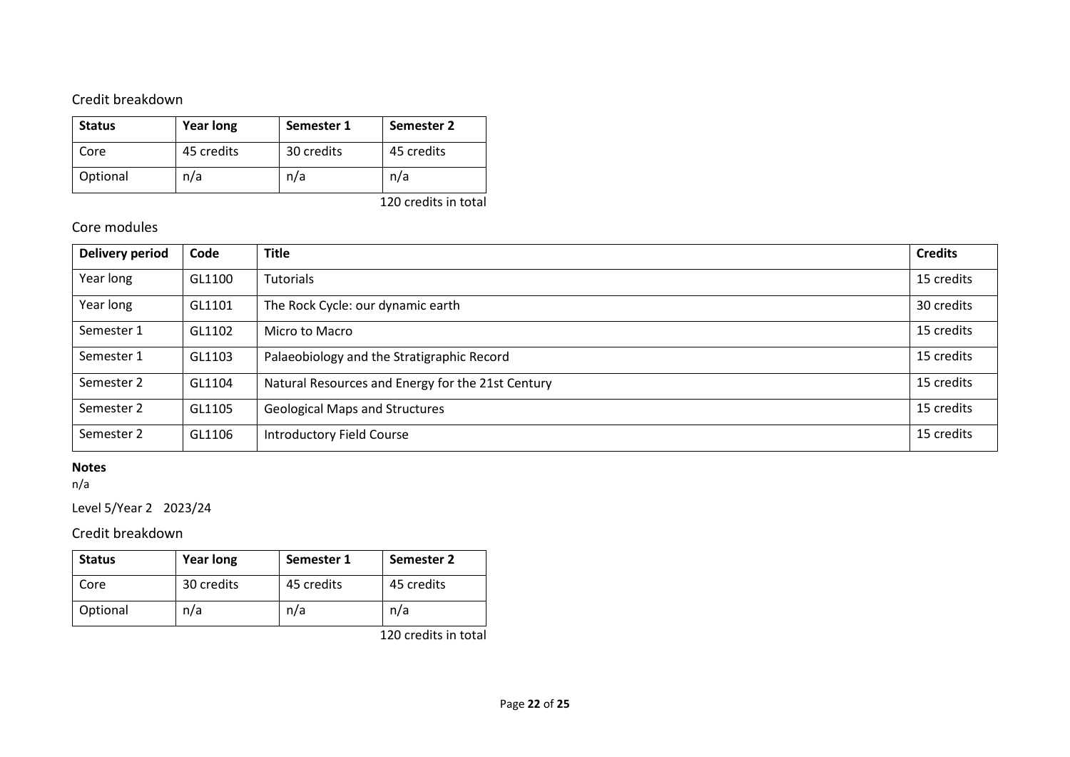### Credit breakdown

| Status | Year long | Semester 1 | Semester 2 |
|---|---|---|---|
| Core | 45 credits | 30 credits | 45 credits |
| Optional | n/a | n/a | n/a |

120 credits in total

### Core modules

| Delivery period | Code | Title | Credits |
|---|---|---|---|
| Year long | GL1100 | Tutorials | 15 credits |
| Year long | GL1101 | The Rock Cycle: our dynamic earth | 30 credits |
| Semester 1 | GL1102 | Micro to Macro | 15 credits |
| Semester 1 | GL1103 | Palaeobiology and the Stratigraphic Record | 15 credits |
| Semester 2 | GL1104 | Natural Resources and Energy for the 21st Century | 15 credits |
| Semester 2 | GL1105 | Geological Maps and Structures | 15 credits |
| Semester 2 | GL1106 | Introductory Field Course | 15 credits |

**Notes**

n/a

Level 5/Year 2 2023/24

### Credit breakdown

| Status | Year long | Semester 1 | Semester 2 |
|---|---|---|---|
| Core | 30 credits | 45 credits | 45 credits |
| Optional | n/a | n/a | n/a |

120 credits in total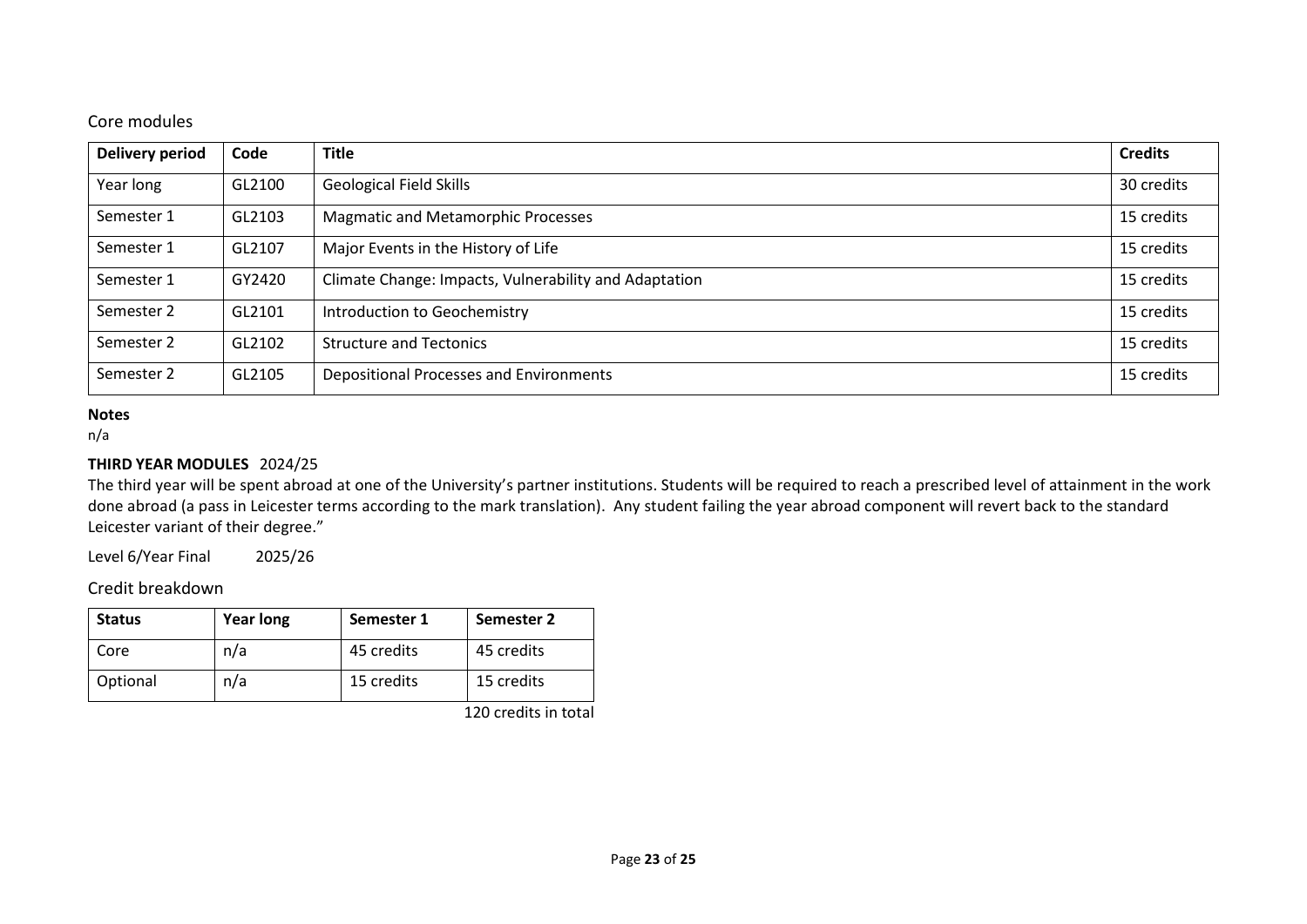Core modules

| Delivery period | Code | Title | Credits |
|---|---|---|---|
| Year long | GL2100 | Geological Field Skills | 30 credits |
| Semester 1 | GL2103 | Magmatic and Metamorphic Processes | 15 credits |
| Semester 1 | GL2107 | Major Events in the History of Life | 15 credits |
| Semester 1 | GY2420 | Climate Change: Impacts, Vulnerability and Adaptation | 15 credits |
| Semester 2 | GL2101 | Introduction to Geochemistry | 15 credits |
| Semester 2 | GL2102 | Structure and Tectonics | 15 credits |
| Semester 2 | GL2105 | Depositional Processes and Environments | 15 credits |

**Notes**

n/a

**THIRD YEAR MODULES** 2024/25

The third year will be spent abroad at one of the University's partner institutions. Students will be required to reach a prescribed level of attainment in the work done abroad (a pass in Leicester terms according to the mark translation). Any student failing the year abroad component will revert back to the standard Leicester variant of their degree."

Level 6/Year Final 2025/26

Credit breakdown

| Status | Year long | Semester 1 | Semester 2 |
|---|---|---|---|
| Core | n/a | 45 credits | 45 credits |
| Optional | n/a | 15 credits | 15 credits |

120 credits in total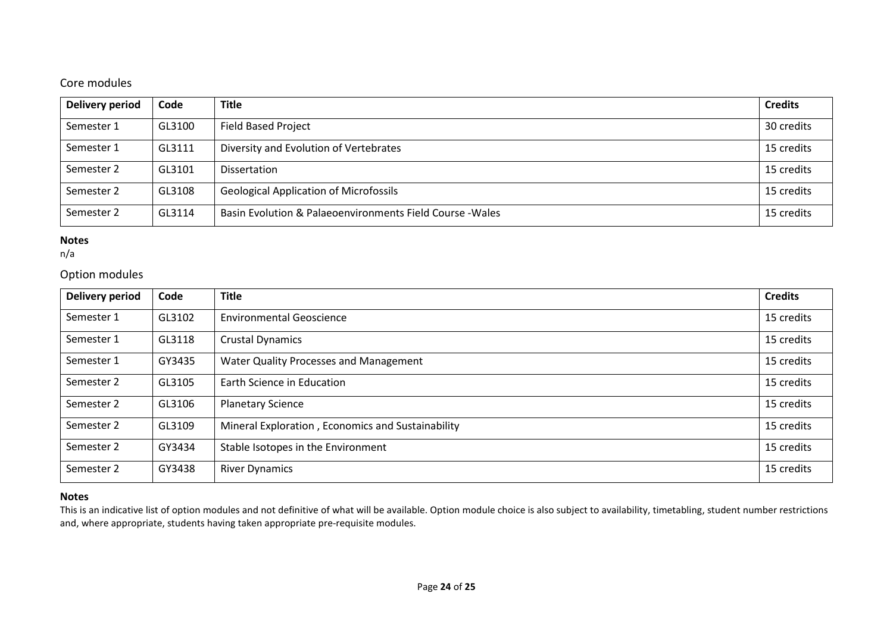## Core modules

| Delivery period | Code | Title | Credits |
|---|---|---|---|
| Semester 1 | GL3100 | Field Based Project | 30 credits |
| Semester 1 | GL3111 | Diversity and Evolution of Vertebrates | 15 credits |
| Semester 2 | GL3101 | Dissertation | 15 credits |
| Semester 2 | GL3108 | Geological Application of Microfossils | 15 credits |
| Semester 2 | GL3114 | Basin Evolution & Palaeoenvironments Field Course -Wales | 15 credits |

**Notes**
n/a

## Option modules

| Delivery period | Code | Title | Credits |
|---|---|---|---|
| Semester 1 | GL3102 | Environmental Geoscience | 15 credits |
| Semester 1 | GL3118 | Crustal Dynamics | 15 credits |
| Semester 1 | GY3435 | Water Quality Processes and Management | 15 credits |
| Semester 2 | GL3105 | Earth Science in Education | 15 credits |
| Semester 2 | GL3106 | Planetary Science | 15 credits |
| Semester 2 | GL3109 | Mineral Exploration , Economics and Sustainability | 15 credits |
| Semester 2 | GY3434 | Stable Isotopes in the Environment | 15 credits |
| Semester 2 | GY3438 | River Dynamics | 15 credits |

**Notes**
This is an indicative list of option modules and not definitive of what will be available. Option module choice is also subject to availability, timetabling, student number restrictions and, where appropriate, students having taken appropriate pre-requisite modules.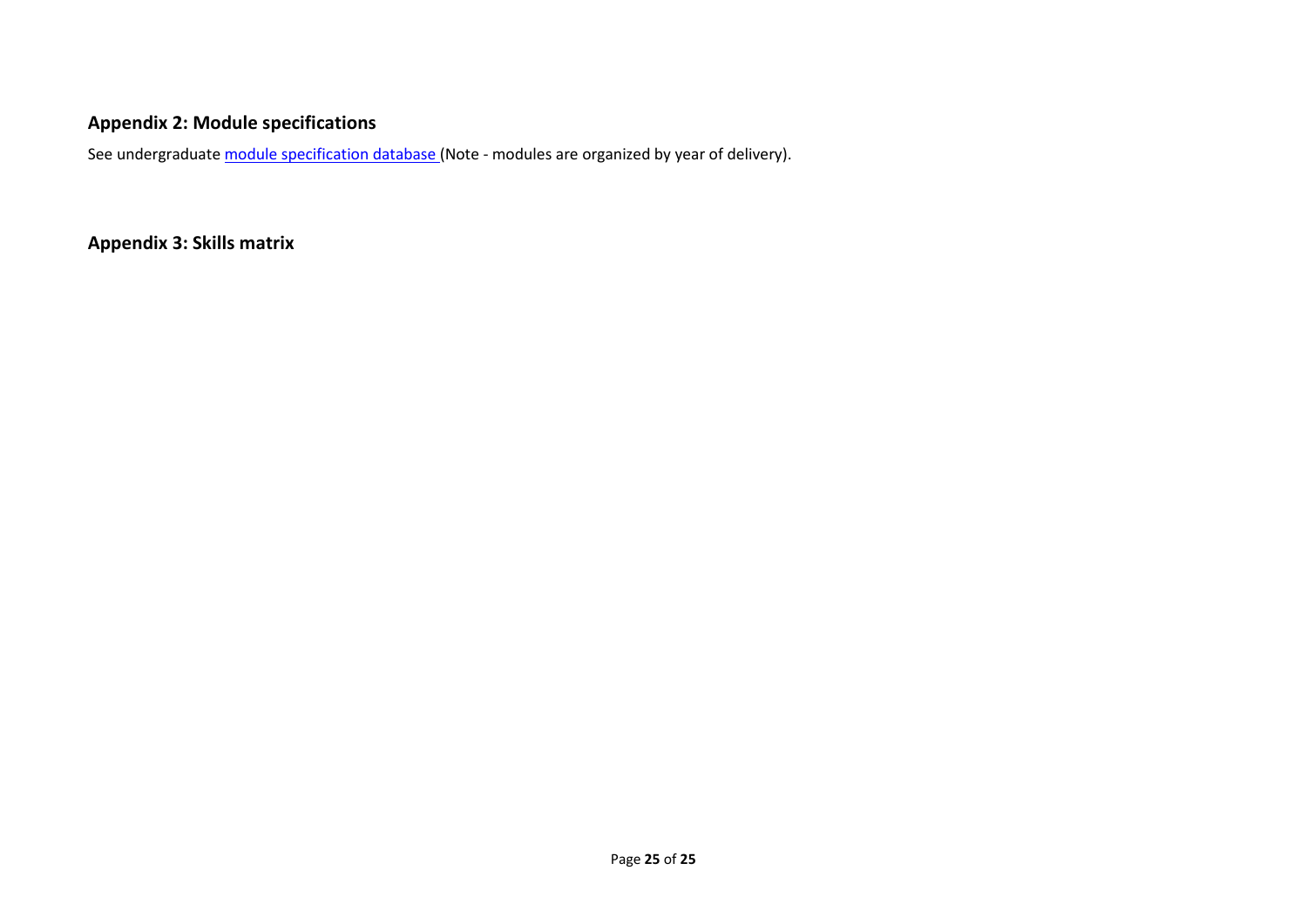## Appendix 2: Module specifications

See undergraduate [module specification database ](module specification database) (Note - modules are organized by year of delivery).

## Appendix 3: Skills matrix